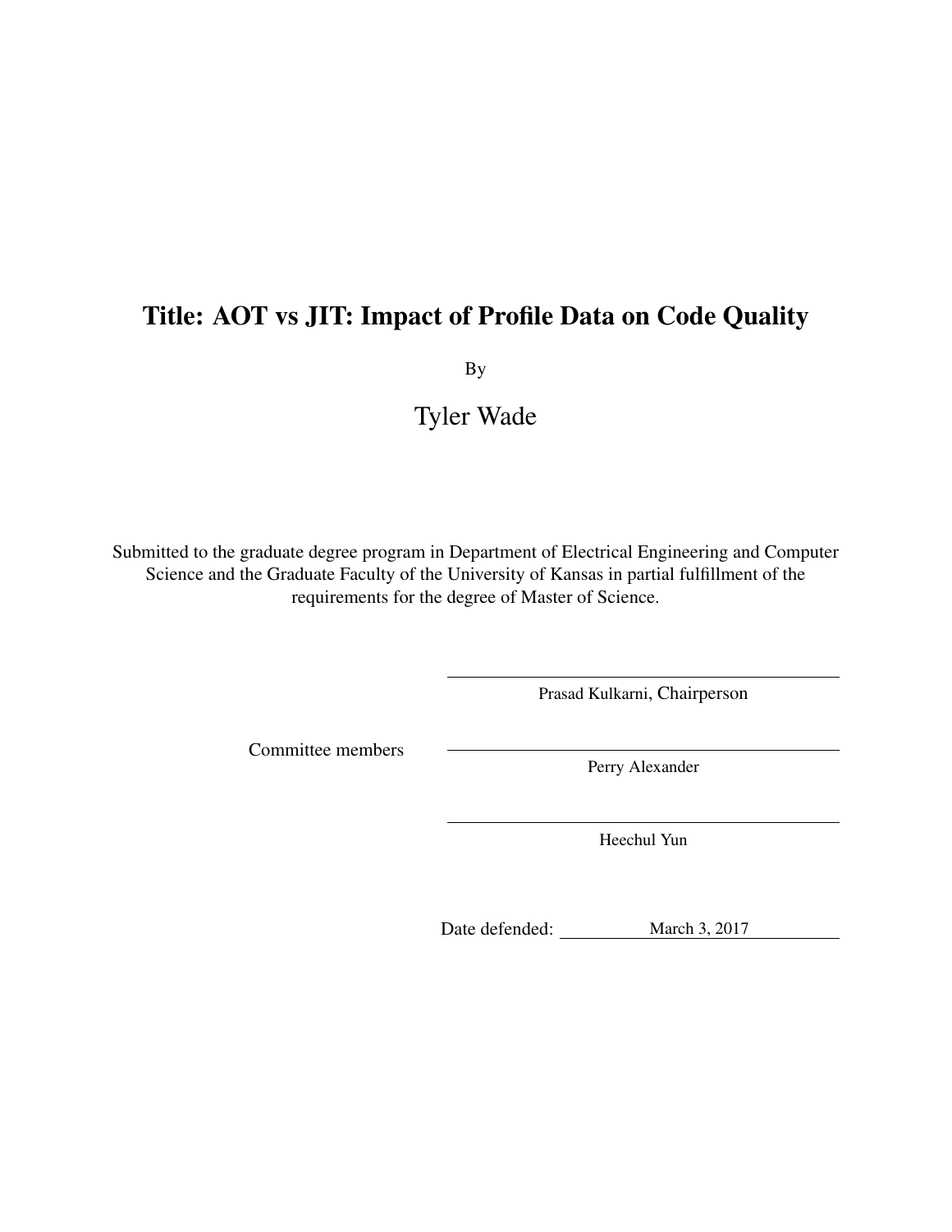# Title: AOT vs JIT: Impact of Profile Data on Code Quality

By

Tyler Wade

Submitted to the graduate degree program in Department of Electrical Engineering and Computer Science and the Graduate Faculty of the University of Kansas in partial fulfillment of the requirements for the degree of Master of Science.

Prasad Kulkarni, Chairperson

Committee members

Perry Alexander

Heechul Yun

Date defended: March 3, 2017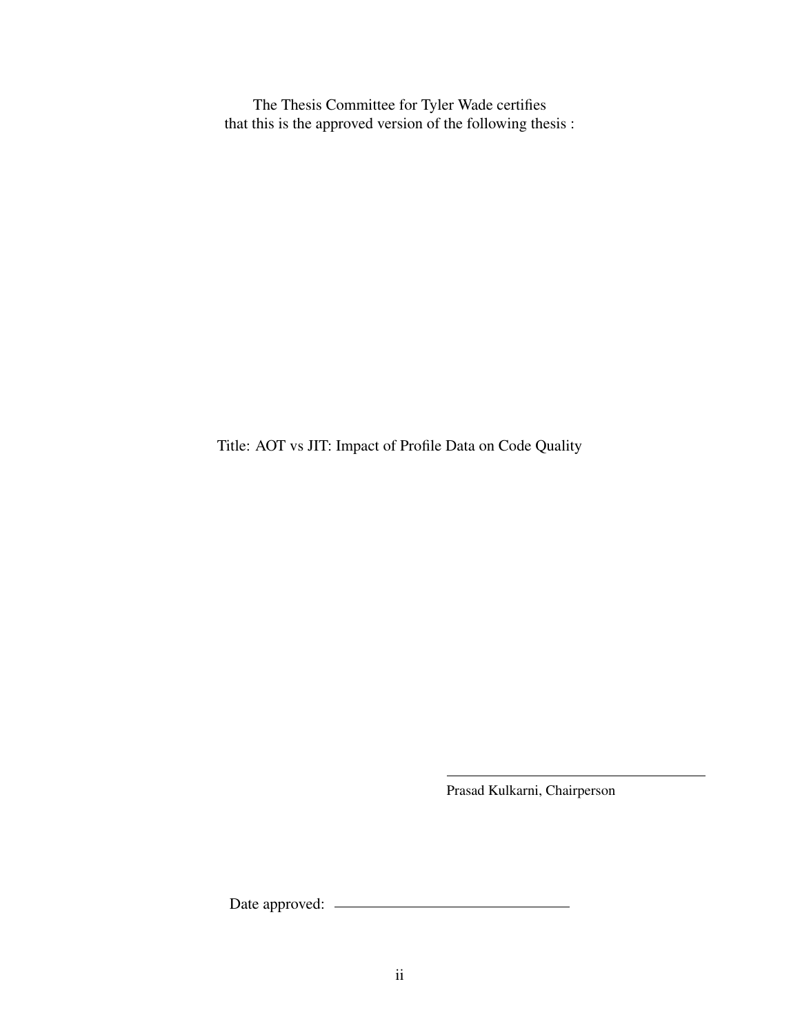The Thesis Committee for Tyler Wade certifies
that this is the approved version of the following thesis :

Title: AOT vs JIT: Impact of Profile Data on Code Quality

Prasad Kulkarni, Chairperson

Date approved: ______________________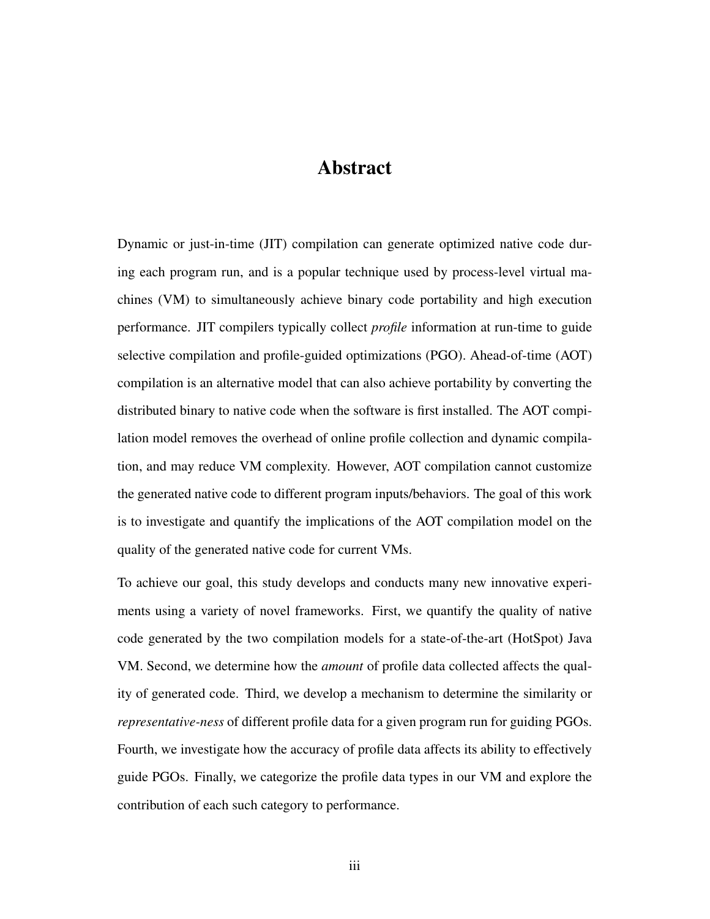# Abstract

Dynamic or just-in-time (JIT) compilation can generate optimized native code during each program run, and is a popular technique used by process-level virtual machines (VM) to simultaneously achieve binary code portability and high execution performance. JIT compilers typically collect *profile* information at run-time to guide selective compilation and profile-guided optimizations (PGO). Ahead-of-time (AOT) compilation is an alternative model that can also achieve portability by converting the distributed binary to native code when the software is first installed. The AOT compilation model removes the overhead of online profile collection and dynamic compilation, and may reduce VM complexity. However, AOT compilation cannot customize the generated native code to different program inputs/behaviors. The goal of this work is to investigate and quantify the implications of the AOT compilation model on the quality of the generated native code for current VMs.

To achieve our goal, this study develops and conducts many new innovative experiments using a variety of novel frameworks. First, we quantify the quality of native code generated by the two compilation models for a state-of-the-art (HotSpot) Java VM. Second, we determine how the *amount* of profile data collected affects the quality of generated code. Third, we develop a mechanism to determine the similarity or *representative-ness* of different profile data for a given program run for guiding PGOs. Fourth, we investigate how the accuracy of profile data affects its ability to effectively guide PGOs. Finally, we categorize the profile data types in our VM and explore the contribution of each such category to performance.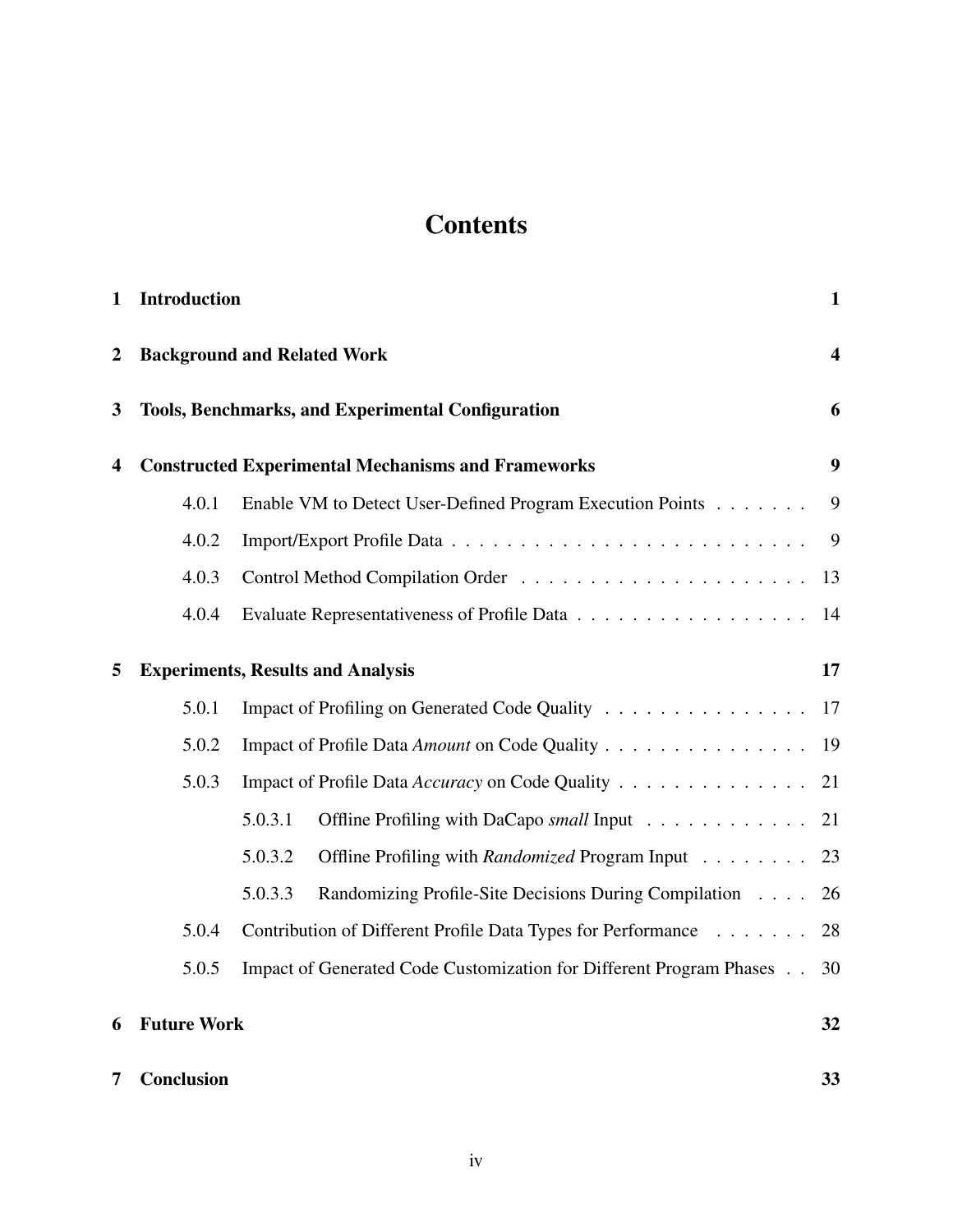# Contents

**1 Introduction** **1**

**2 Background and Related Work** **4**

**3 Tools, Benchmarks, and Experimental Configuration** **6**

**4 Constructed Experimental Mechanisms and Frameworks** **9**

- 4.0.1 Enable VM to Detect User-Defined Program Execution Points . . . . . . . 9
- 4.0.2 Import/Export Profile Data . . . . . . . . . . . . . . . . . . . . . . . . . . 9
- 4.0.3 Control Method Compilation Order . . . . . . . . . . . . . . . . . . . . . 13
- 4.0.4 Evaluate Representativeness of Profile Data . . . . . . . . . . . . . . . . . 14

**5 Experiments, Results and Analysis** **17**

- 5.0.1 Impact of Profiling on Generated Code Quality . . . . . . . . . . . . . . . . 17
- 5.0.2 Impact of Profile Data *Amount* on Code Quality . . . . . . . . . . . . . . . 19
- 5.0.3 Impact of Profile Data *Accuracy* on Code Quality . . . . . . . . . . . . . . 21
  - 5.0.3.1 Offline Profiling with DaCapo *small* Input . . . . . . . . . . . . 21
  - 5.0.3.2 Offline Profiling with *Randomized* Program Input . . . . . . . . 23
  - 5.0.3.3 Randomizing Profile-Site Decisions During Compilation . . . . 26
- 5.0.4 Contribution of Different Profile Data Types for Performance . . . . . . . 28
- 5.0.5 Impact of Generated Code Customization for Different Program Phases . . 30

**6 Future Work** **32**

**7 Conclusion** **33**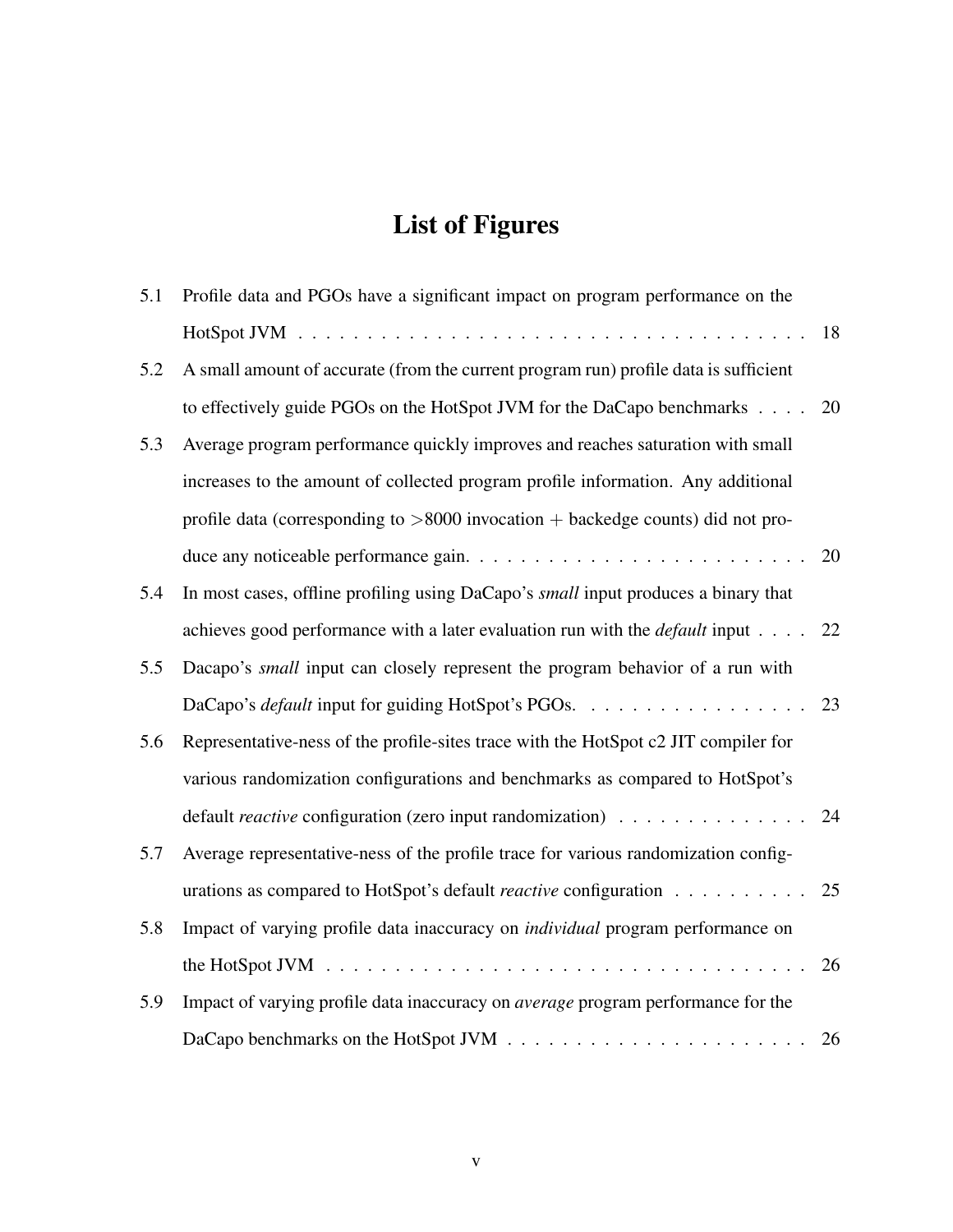# List of Figures

5.1 Profile data and PGOs have a significant impact on program performance on the HotSpot JVM . . . . . . . . . . . . . . . . . . . . . . . . . . . . . . . . . . . . . 18

5.2 A small amount of accurate (from the current program run) profile data is sufficient to effectively guide PGOs on the HotSpot JVM for the DaCapo benchmarks . . . . 20

5.3 Average program performance quickly improves and reaches saturation with small increases to the amount of collected program profile information. Any additional profile data (corresponding to >8000 invocation + backedge counts) did not produce any noticeable performance gain. . . . . . . . . . . . . . . . . . . . . . . . . 20

5.4 In most cases, offline profiling using DaCapo's *small* input produces a binary that achieves good performance with a later evaluation run with the *default* input . . . . 22

5.5 Dacapo's *small* input can closely represent the program behavior of a run with DaCapo's *default* input for guiding HotSpot's PGOs. . . . . . . . . . . . . . . . . 23

5.6 Representative-ness of the profile-sites trace with the HotSpot c2 JIT compiler for various randomization configurations and benchmarks as compared to HotSpot's default *reactive* configuration (zero input randomization) . . . . . . . . . . . . . . 24

5.7 Average representative-ness of the profile trace for various randomization configurations as compared to HotSpot's default *reactive* configuration . . . . . . . . . . 25

5.8 Impact of varying profile data inaccuracy on *individual* program performance on the HotSpot JVM . . . . . . . . . . . . . . . . . . . . . . . . . . . . . . . . . . . . 26

5.9 Impact of varying profile data inaccuracy on *average* program performance for the DaCapo benchmarks on the HotSpot JVM . . . . . . . . . . . . . . . . . . . . . . 26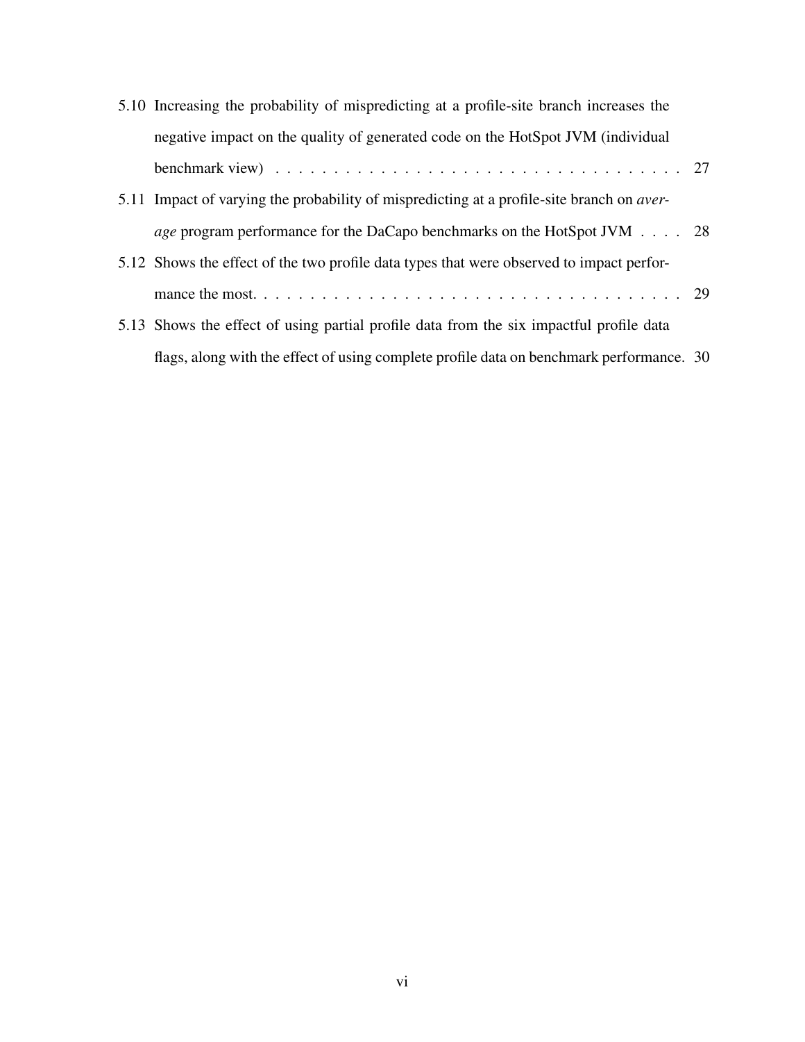5.10 Increasing the probability of mispredicting at a profile-site branch increases the negative impact on the quality of generated code on the HotSpot JVM (individual benchmark view) . . . . . . . . . . . . . . . . . . . . . . . . . . . . . . . . . . . . 27

5.11 Impact of varying the probability of mispredicting at a profile-site branch on *average* program performance for the DaCapo benchmarks on the HotSpot JVM . . . . 28

5.12 Shows the effect of the two profile data types that were observed to impact performance the most. . . . . . . . . . . . . . . . . . . . . . . . . . . . . . . . . . . . . . 29

5.13 Shows the effect of using partial profile data from the six impactful profile data flags, along with the effect of using complete profile data on benchmark performance. 30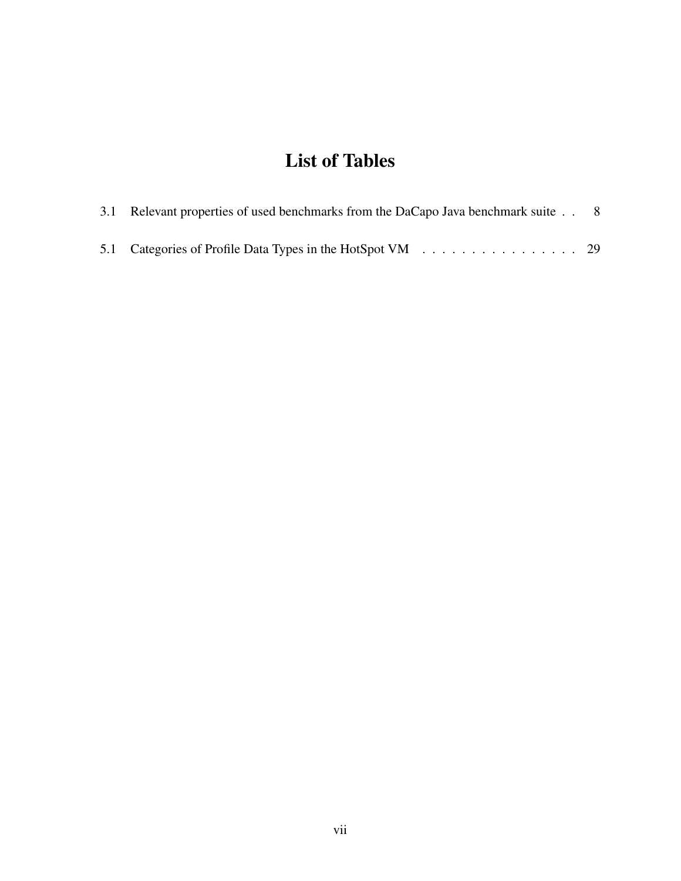# List of Tables

3.1 Relevant properties of used benchmarks from the DaCapo Java benchmark suite . . 8

5.1 Categories of Profile Data Types in the HotSpot VM . . . . . . . . . . . . . . . . . 29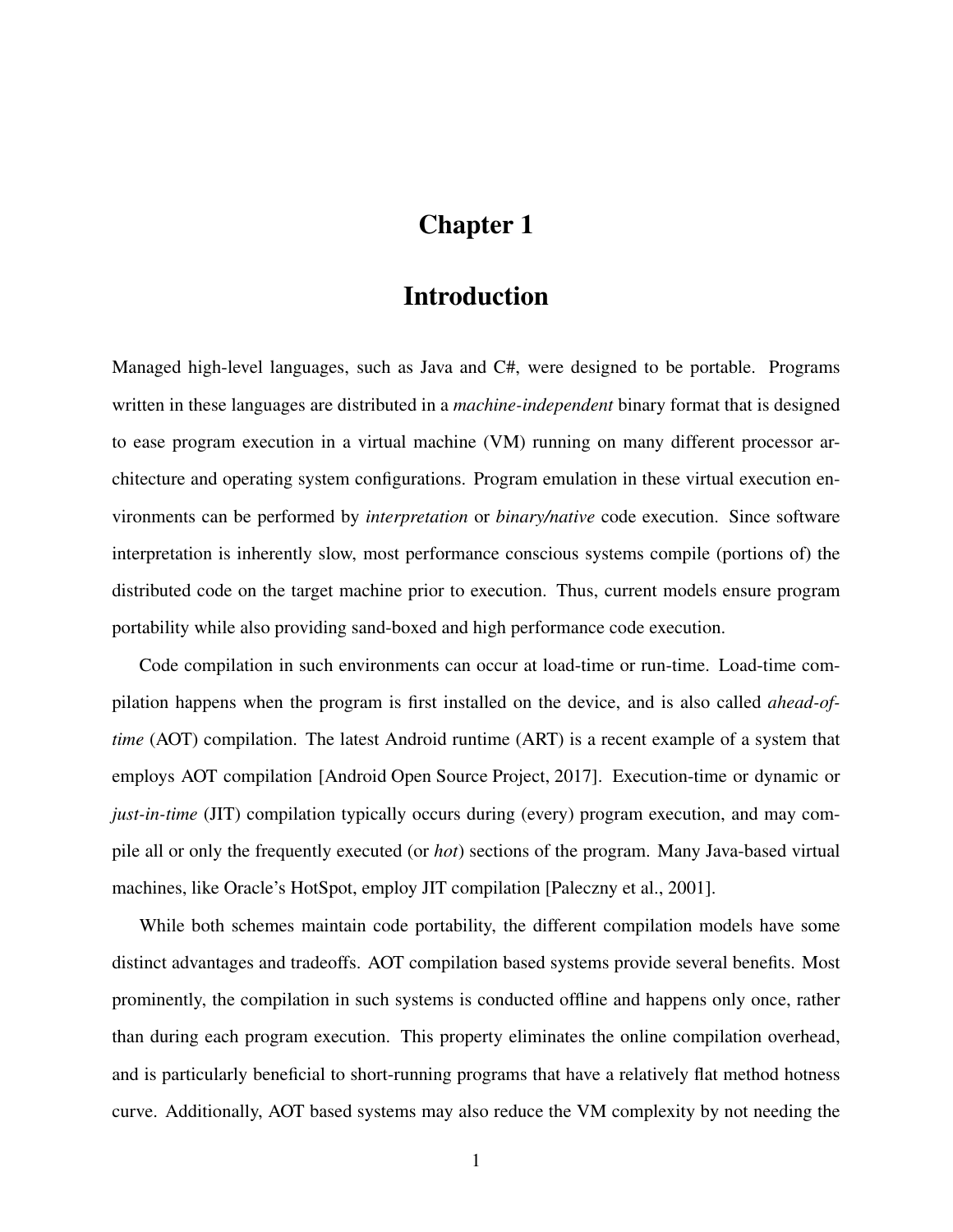# Chapter 1

# Introduction

Managed high-level languages, such as Java and C#, were designed to be portable. Programs written in these languages are distributed in a *machine-independent* binary format that is designed to ease program execution in a virtual machine (VM) running on many different processor architecture and operating system configurations. Program emulation in these virtual execution environments can be performed by *interpretation* or *binary/native* code execution. Since software interpretation is inherently slow, most performance conscious systems compile (portions of) the distributed code on the target machine prior to execution. Thus, current models ensure program portability while also providing sand-boxed and high performance code execution.

Code compilation in such environments can occur at load-time or run-time. Load-time compilation happens when the program is first installed on the device, and is also called *ahead-of-time* (AOT) compilation. The latest Android runtime (ART) is a recent example of a system that employs AOT compilation [Android Open Source Project, 2017]. Execution-time or dynamic or *just-in-time* (JIT) compilation typically occurs during (every) program execution, and may compile all or only the frequently executed (or *hot*) sections of the program. Many Java-based virtual machines, like Oracle's HotSpot, employ JIT compilation [Paleczny et al., 2001].

While both schemes maintain code portability, the different compilation models have some distinct advantages and tradeoffs. AOT compilation based systems provide several benefits. Most prominently, the compilation in such systems is conducted offline and happens only once, rather than during each program execution. This property eliminates the online compilation overhead, and is particularly beneficial to short-running programs that have a relatively flat method hotness curve. Additionally, AOT based systems may also reduce the VM complexity by not needing the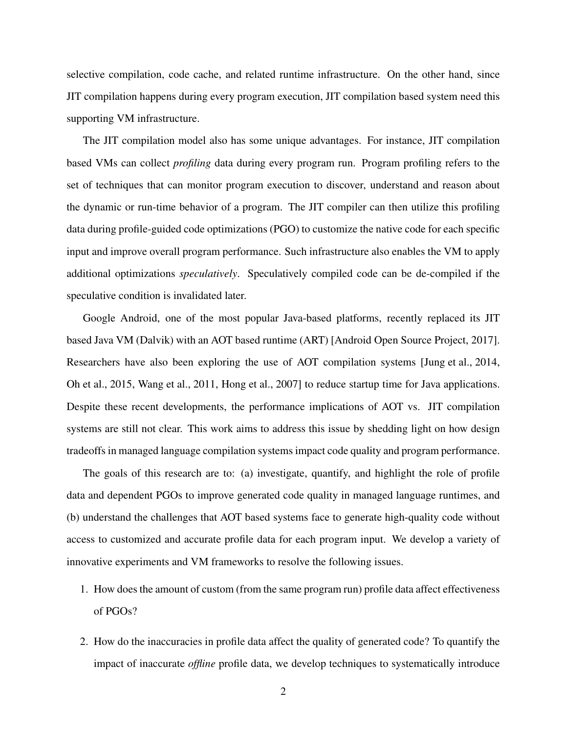selective compilation, code cache, and related runtime infrastructure. On the other hand, since JIT compilation happens during every program execution, JIT compilation based system need this supporting VM infrastructure.

The JIT compilation model also has some unique advantages. For instance, JIT compilation based VMs can collect *profiling* data during every program run. Program profiling refers to the set of techniques that can monitor program execution to discover, understand and reason about the dynamic or run-time behavior of a program. The JIT compiler can then utilize this profiling data during profile-guided code optimizations (PGO) to customize the native code for each specific input and improve overall program performance. Such infrastructure also enables the VM to apply additional optimizations *speculatively*. Speculatively compiled code can be de-compiled if the speculative condition is invalidated later.

Google Android, one of the most popular Java-based platforms, recently replaced its JIT based Java VM (Dalvik) with an AOT based runtime (ART) [Android Open Source Project, 2017]. Researchers have also been exploring the use of AOT compilation systems [Jung et al., 2014, Oh et al., 2015, Wang et al., 2011, Hong et al., 2007] to reduce startup time for Java applications. Despite these recent developments, the performance implications of AOT vs. JIT compilation systems are still not clear. This work aims to address this issue by shedding light on how design tradeoffs in managed language compilation systems impact code quality and program performance.

The goals of this research are to: (a) investigate, quantify, and highlight the role of profile data and dependent PGOs to improve generated code quality in managed language runtimes, and (b) understand the challenges that AOT based systems face to generate high-quality code without access to customized and accurate profile data for each program input. We develop a variety of innovative experiments and VM frameworks to resolve the following issues.

1. How does the amount of custom (from the same program run) profile data affect effectiveness of PGOs?

2. How do the inaccuracies in profile data affect the quality of generated code? To quantify the impact of inaccurate *offline* profile data, we develop techniques to systematically introduce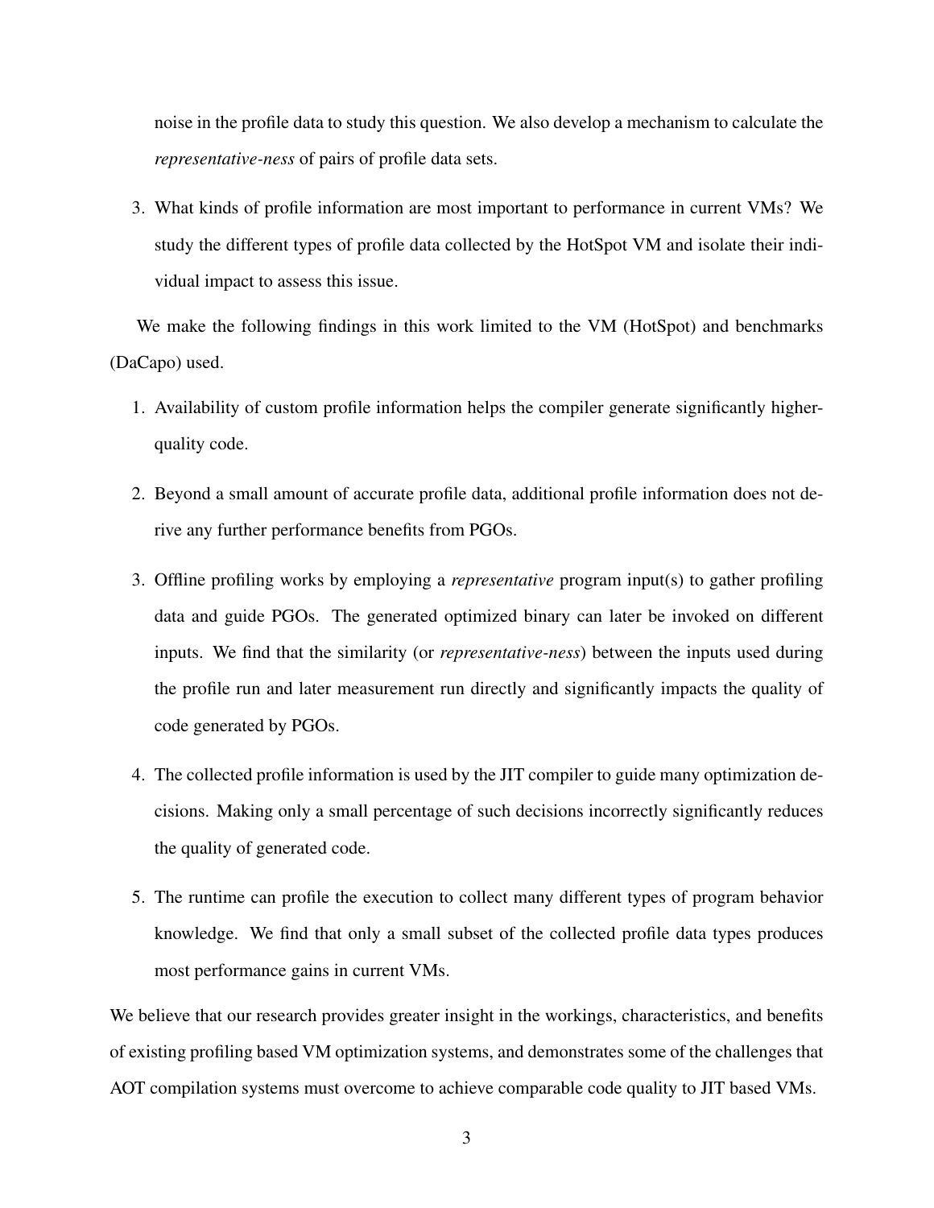noise in the profile data to study this question. We also develop a mechanism to calculate the *representative-ness* of pairs of profile data sets.

3. What kinds of profile information are most important to performance in current VMs? We study the different types of profile data collected by the HotSpot VM and isolate their individual impact to assess this issue.

We make the following findings in this work limited to the VM (HotSpot) and benchmarks (DaCapo) used.

1. Availability of custom profile information helps the compiler generate significantly higher-quality code.
2. Beyond a small amount of accurate profile data, additional profile information does not derive any further performance benefits from PGOs.
3. Offline profiling works by employing a *representative* program input(s) to gather profiling data and guide PGOs. The generated optimized binary can later be invoked on different inputs. We find that the similarity (or *representative-ness*) between the inputs used during the profile run and later measurement run directly and significantly impacts the quality of code generated by PGOs.
4. The collected profile information is used by the JIT compiler to guide many optimization decisions. Making only a small percentage of such decisions incorrectly significantly reduces the quality of generated code.
5. The runtime can profile the execution to collect many different types of program behavior knowledge. We find that only a small subset of the collected profile data types produces most performance gains in current VMs.

We believe that our research provides greater insight in the workings, characteristics, and benefits of existing profiling based VM optimization systems, and demonstrates some of the challenges that AOT compilation systems must overcome to achieve comparable code quality to JIT based VMs.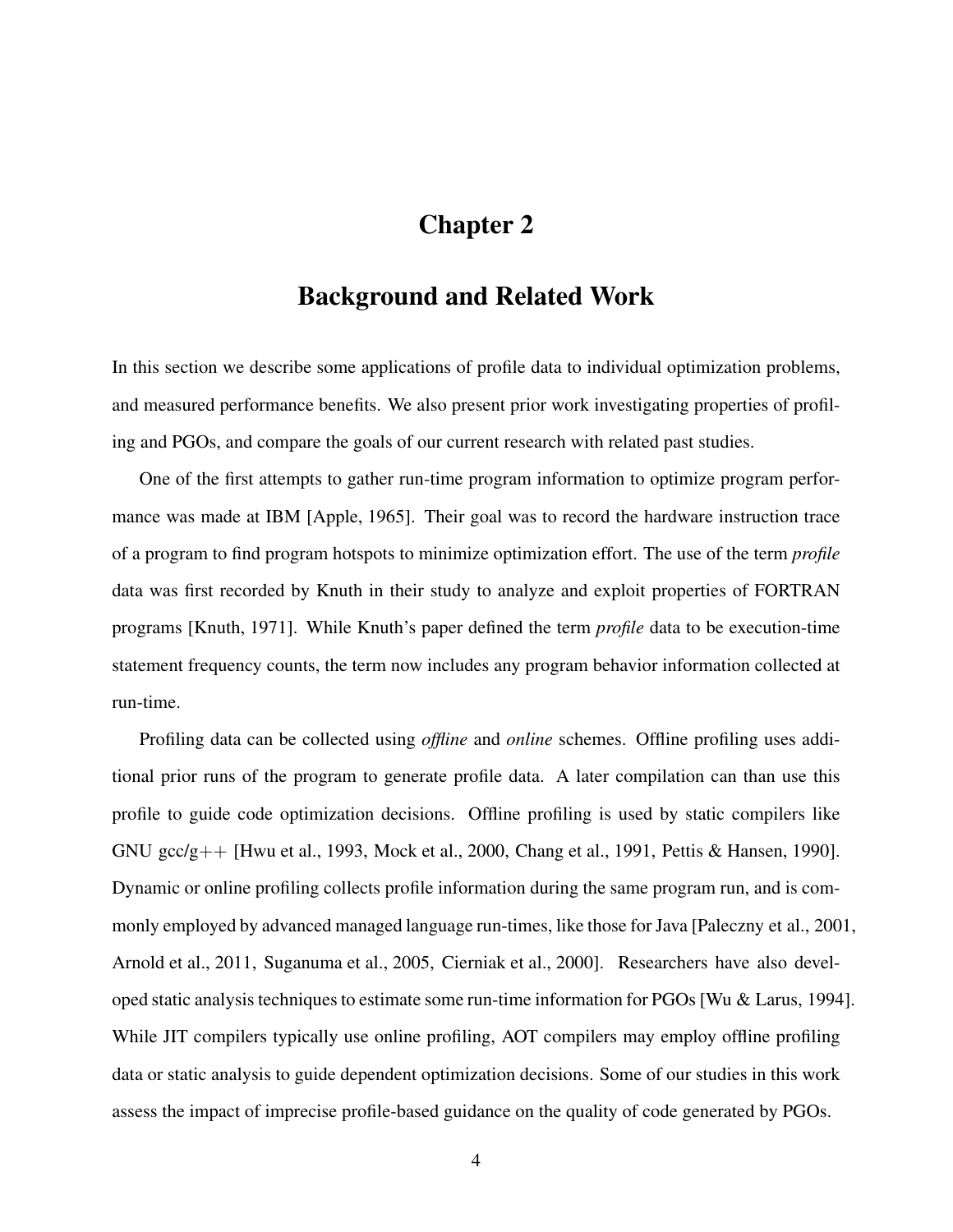# Chapter 2

# Background and Related Work

In this section we describe some applications of profile data to individual optimization problems, and measured performance benefits. We also present prior work investigating properties of profiling and PGOs, and compare the goals of our current research with related past studies.

One of the first attempts to gather run-time program information to optimize program performance was made at IBM [Apple, 1965]. Their goal was to record the hardware instruction trace of a program to find program hotspots to minimize optimization effort. The use of the term *profile* data was first recorded by Knuth in their study to analyze and exploit properties of FORTRAN programs [Knuth, 1971]. While Knuth's paper defined the term *profile* data to be execution-time statement frequency counts, the term now includes any program behavior information collected at run-time.

Profiling data can be collected using *offline* and *online* schemes. Offline profiling uses additional prior runs of the program to generate profile data. A later compilation can than use this profile to guide code optimization decisions. Offline profiling is used by static compilers like GNU gcc/g++ [Hwu et al., 1993, Mock et al., 2000, Chang et al., 1991, Pettis & Hansen, 1990]. Dynamic or online profiling collects profile information during the same program run, and is commonly employed by advanced managed language run-times, like those for Java [Paleczny et al., 2001, Arnold et al., 2011, Suganuma et al., 2005, Cierniak et al., 2000]. Researchers have also developed static analysis techniques to estimate some run-time information for PGOs [Wu & Larus, 1994]. While JIT compilers typically use online profiling, AOT compilers may employ offline profiling data or static analysis to guide dependent optimization decisions. Some of our studies in this work assess the impact of imprecise profile-based guidance on the quality of code generated by PGOs.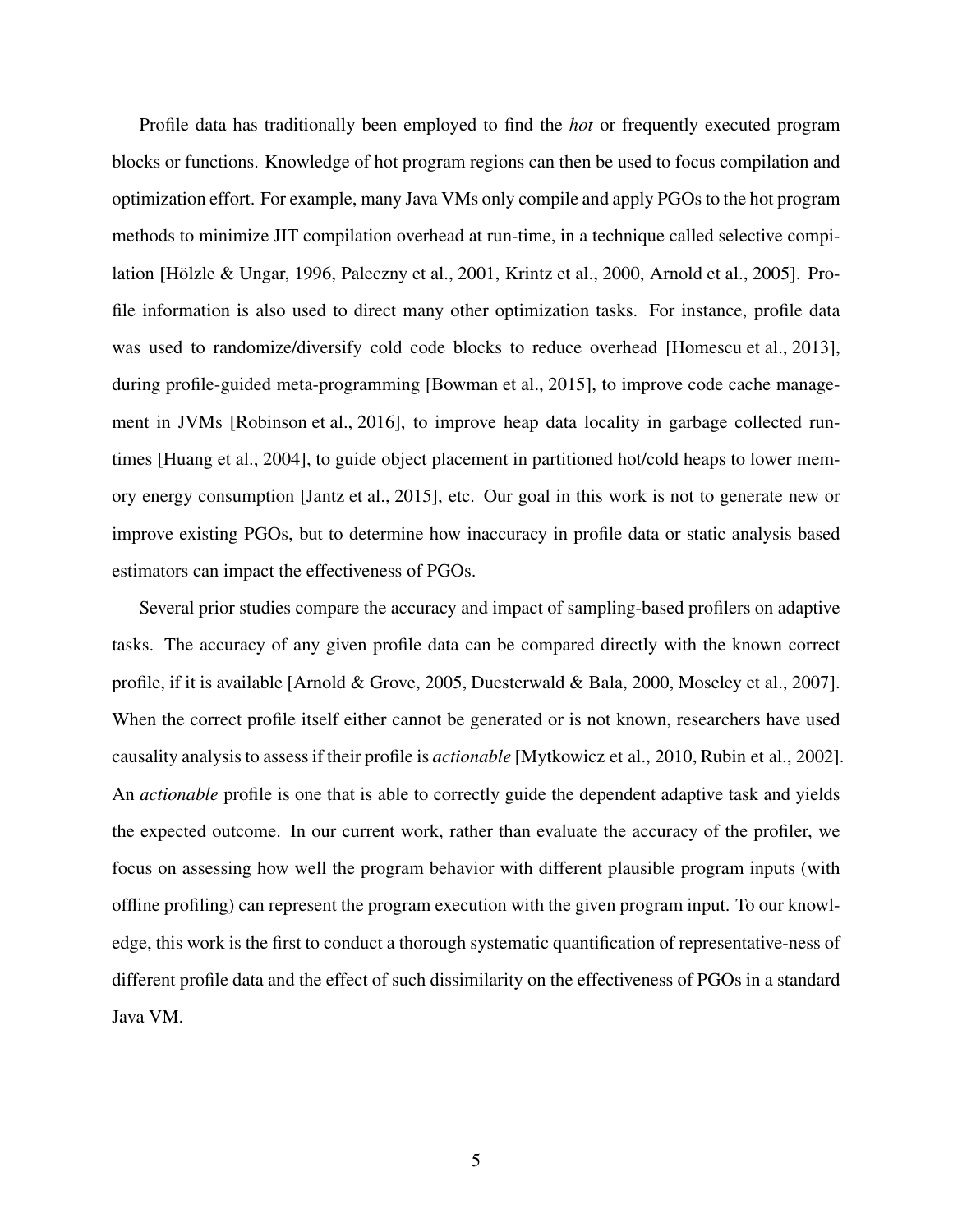Profile data has traditionally been employed to find the *hot* or frequently executed program blocks or functions. Knowledge of hot program regions can then be used to focus compilation and optimization effort. For example, many Java VMs only compile and apply PGOs to the hot program methods to minimize JIT compilation overhead at run-time, in a technique called selective compilation [Hölzle & Ungar, 1996, Paleczny et al., 2001, Krintz et al., 2000, Arnold et al., 2005]. Profile information is also used to direct many other optimization tasks. For instance, profile data was used to randomize/diversify cold code blocks to reduce overhead [Homescu et al., 2013], during profile-guided meta-programming [Bowman et al., 2015], to improve code cache management in JVMs [Robinson et al., 2016], to improve heap data locality in garbage collected runtimes [Huang et al., 2004], to guide object placement in partitioned hot/cold heaps to lower memory energy consumption [Jantz et al., 2015], etc. Our goal in this work is not to generate new or improve existing PGOs, but to determine how inaccuracy in profile data or static analysis based estimators can impact the effectiveness of PGOs.

Several prior studies compare the accuracy and impact of sampling-based profilers on adaptive tasks. The accuracy of any given profile data can be compared directly with the known correct profile, if it is available [Arnold & Grove, 2005, Duesterwald & Bala, 2000, Moseley et al., 2007]. When the correct profile itself either cannot be generated or is not known, researchers have used causality analysis to assess if their profile is *actionable* [Mytkowicz et al., 2010, Rubin et al., 2002]. An *actionable* profile is one that is able to correctly guide the dependent adaptive task and yields the expected outcome. In our current work, rather than evaluate the accuracy of the profiler, we focus on assessing how well the program behavior with different plausible program inputs (with offline profiling) can represent the program execution with the given program input. To our knowledge, this work is the first to conduct a thorough systematic quantification of representative-ness of different profile data and the effect of such dissimilarity on the effectiveness of PGOs in a standard Java VM.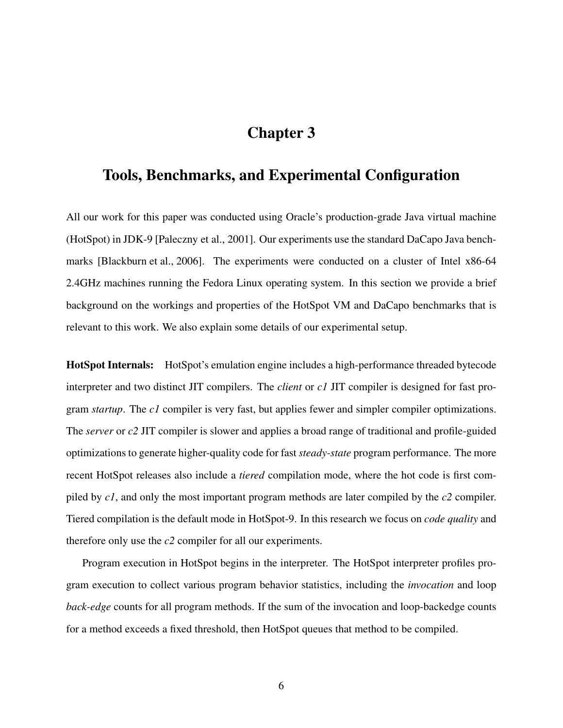# Chapter 3

## Tools, Benchmarks, and Experimental Configuration

All our work for this paper was conducted using Oracle's production-grade Java virtual machine (HotSpot) in JDK-9 [Paleczny et al., 2001]. Our experiments use the standard DaCapo Java benchmarks [Blackburn et al., 2006]. The experiments were conducted on a cluster of Intel x86-64 2.4GHz machines running the Fedora Linux operating system. In this section we provide a brief background on the workings and properties of the HotSpot VM and DaCapo benchmarks that is relevant to this work. We also explain some details of our experimental setup.

**HotSpot Internals:** HotSpot's emulation engine includes a high-performance threaded bytecode interpreter and two distinct JIT compilers. The *client* or *c1* JIT compiler is designed for fast program *startup*. The *c1* compiler is very fast, but applies fewer and simpler compiler optimizations. The *server* or *c2* JIT compiler is slower and applies a broad range of traditional and profile-guided optimizations to generate higher-quality code for fast *steady-state* program performance. The more recent HotSpot releases also include a *tiered* compilation mode, where the hot code is first compiled by *c1*, and only the most important program methods are later compiled by the *c2* compiler. Tiered compilation is the default mode in HotSpot-9. In this research we focus on *code quality* and therefore only use the *c2* compiler for all our experiments.

Program execution in HotSpot begins in the interpreter. The HotSpot interpreter profiles program execution to collect various program behavior statistics, including the *invocation* and loop *back-edge* counts for all program methods. If the sum of the invocation and loop-backedge counts for a method exceeds a fixed threshold, then HotSpot queues that method to be compiled.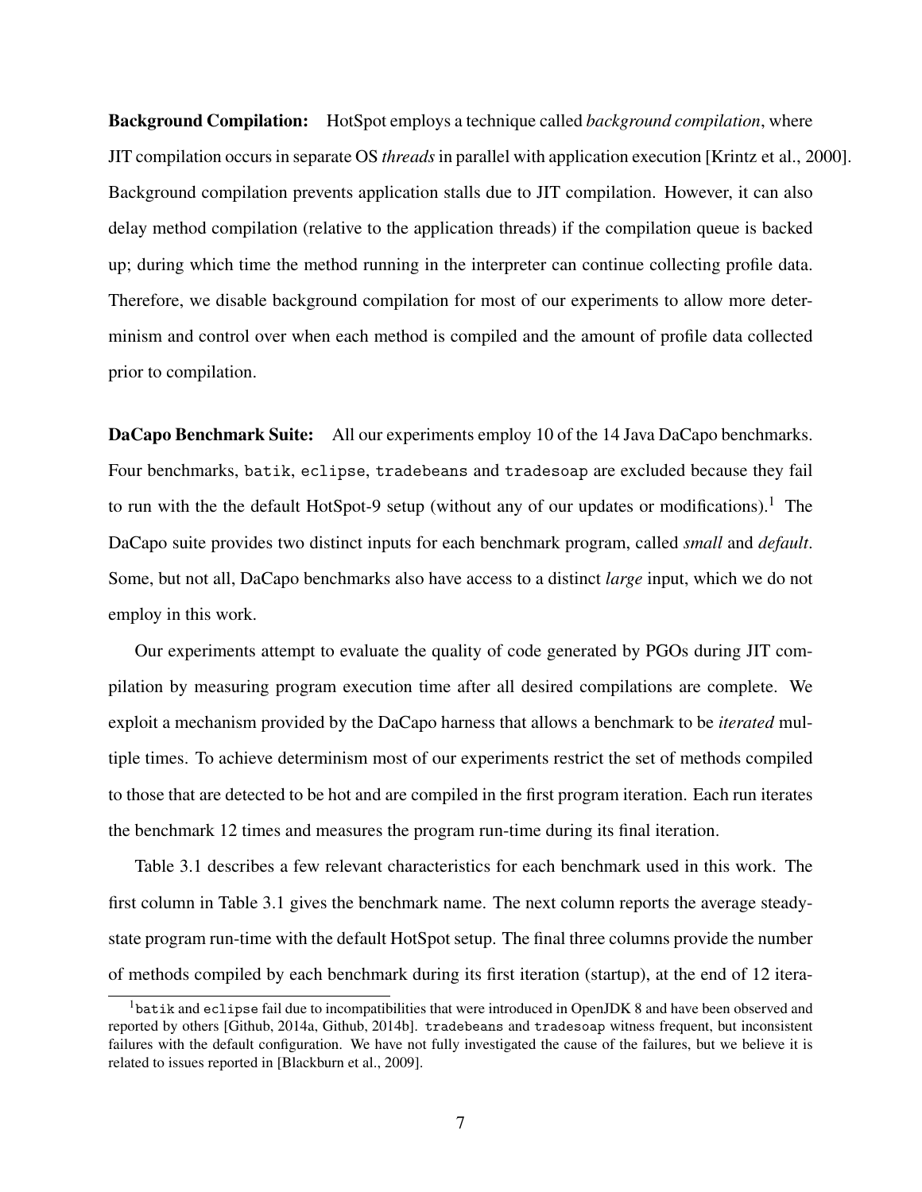**Background Compilation:** HotSpot employs a technique called *background compilation*, where JIT compilation occurs in separate OS *threads* in parallel with application execution [Krintz et al., 2000]. Background compilation prevents application stalls due to JIT compilation. However, it can also delay method compilation (relative to the application threads) if the compilation queue is backed up; during which time the method running in the interpreter can continue collecting profile data. Therefore, we disable background compilation for most of our experiments to allow more determinism and control over when each method is compiled and the amount of profile data collected prior to compilation.

**DaCapo Benchmark Suite:** All our experiments employ 10 of the 14 Java DaCapo benchmarks. Four benchmarks, `batik`, `eclipse`, `tradebeans` and `tradesoap` are excluded because they fail to run with the the default HotSpot-9 setup (without any of our updates or modifications).[1] The DaCapo suite provides two distinct inputs for each benchmark program, called *small* and *default*. Some, but not all, DaCapo benchmarks also have access to a distinct *large* input, which we do not employ in this work.

Our experiments attempt to evaluate the quality of code generated by PGOs during JIT compilation by measuring program execution time after all desired compilations are complete. We exploit a mechanism provided by the DaCapo harness that allows a benchmark to be *iterated* multiple times. To achieve determinism most of our experiments restrict the set of methods compiled to those that are detected to be hot and are compiled in the first program iteration. Each run iterates the benchmark 12 times and measures the program run-time during its final iteration.

Table 3.1 describes a few relevant characteristics for each benchmark used in this work. The first column in Table 3.1 gives the benchmark name. The next column reports the average steady-state program run-time with the default HotSpot setup. The final three columns provide the number of methods compiled by each benchmark during its first iteration (startup), at the end of 12 itera-

[1] `batik` and `eclipse` fail due to incompatibilities that were introduced in OpenJDK 8 and have been observed and reported by others [Github, 2014a, Github, 2014b]. `tradebeans` and `tradesoap` witness frequent, but inconsistent failures with the default configuration. We have not fully investigated the cause of the failures, but we believe it is related to issues reported in [Blackburn et al., 2009].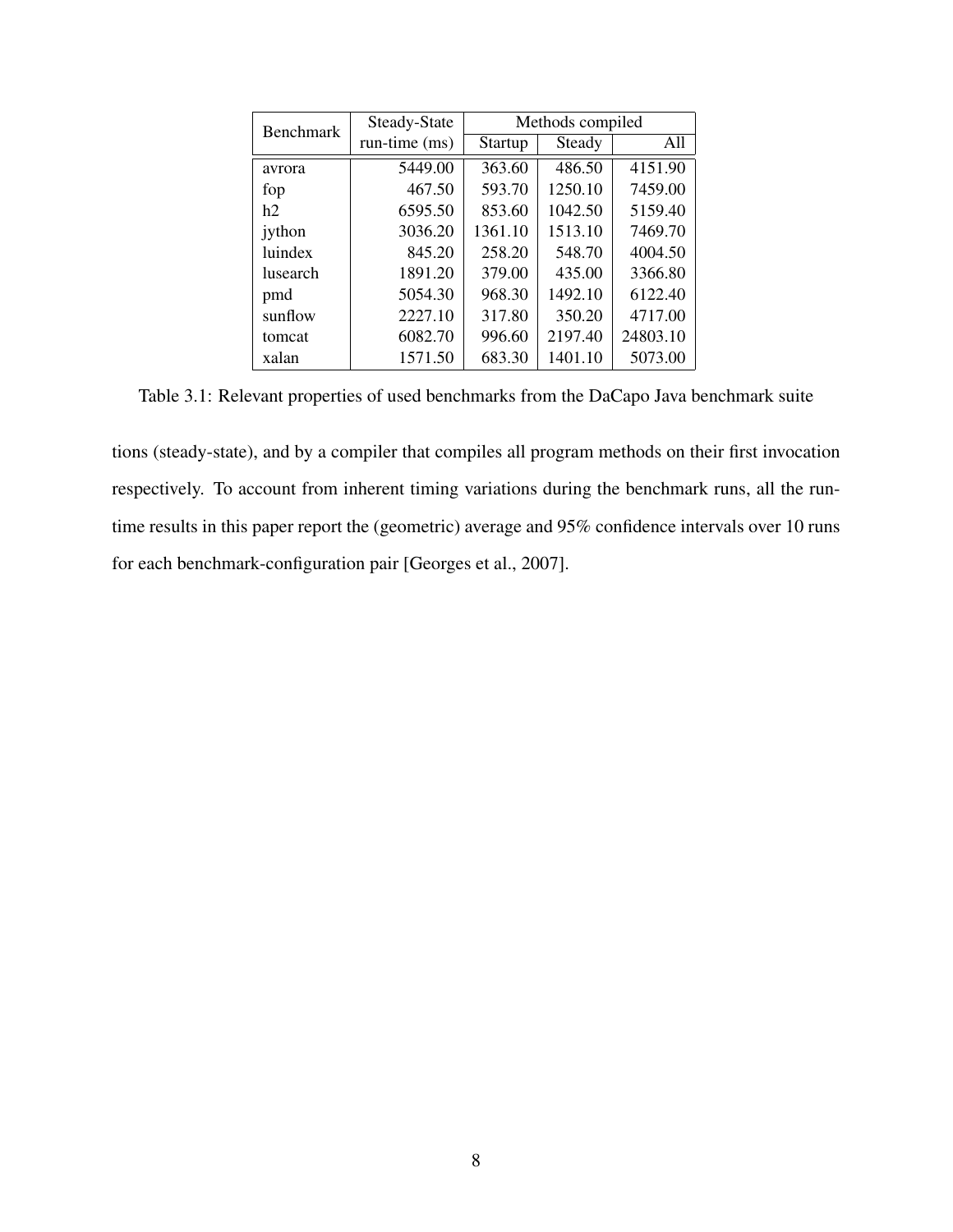| Benchmark | Steady-State run-time (ms) | Methods compiled | | |
|---|---|---|---|---|
| | | Startup | Steady | All |
| avrora | 5449.00 | 363.60 | 486.50 | 4151.90 |
| fop | 467.50 | 593.70 | 1250.10 | 7459.00 |
| h2 | 6595.50 | 853.60 | 1042.50 | 5159.40 |
| jython | 3036.20 | 1361.10 | 1513.10 | 7469.70 |
| luindex | 845.20 | 258.20 | 548.70 | 4004.50 |
| lusearch | 1891.20 | 379.00 | 435.00 | 3366.80 |
| pmd | 5054.30 | 968.30 | 1492.10 | 6122.40 |
| sunflow | 2227.10 | 317.80 | 350.20 | 4717.00 |
| tomcat | 6082.70 | 996.60 | 2197.40 | 24803.10 |
| xalan | 1571.50 | 683.30 | 1401.10 | 5073.00 |

Table 3.1: Relevant properties of used benchmarks from the DaCapo Java benchmark suite

tions (steady-state), and by a compiler that compiles all program methods on their first invocation respectively. To account from inherent timing variations during the benchmark runs, all the run-time results in this paper report the (geometric) average and 95% confidence intervals over 10 runs for each benchmark-configuration pair [Georges et al., 2007].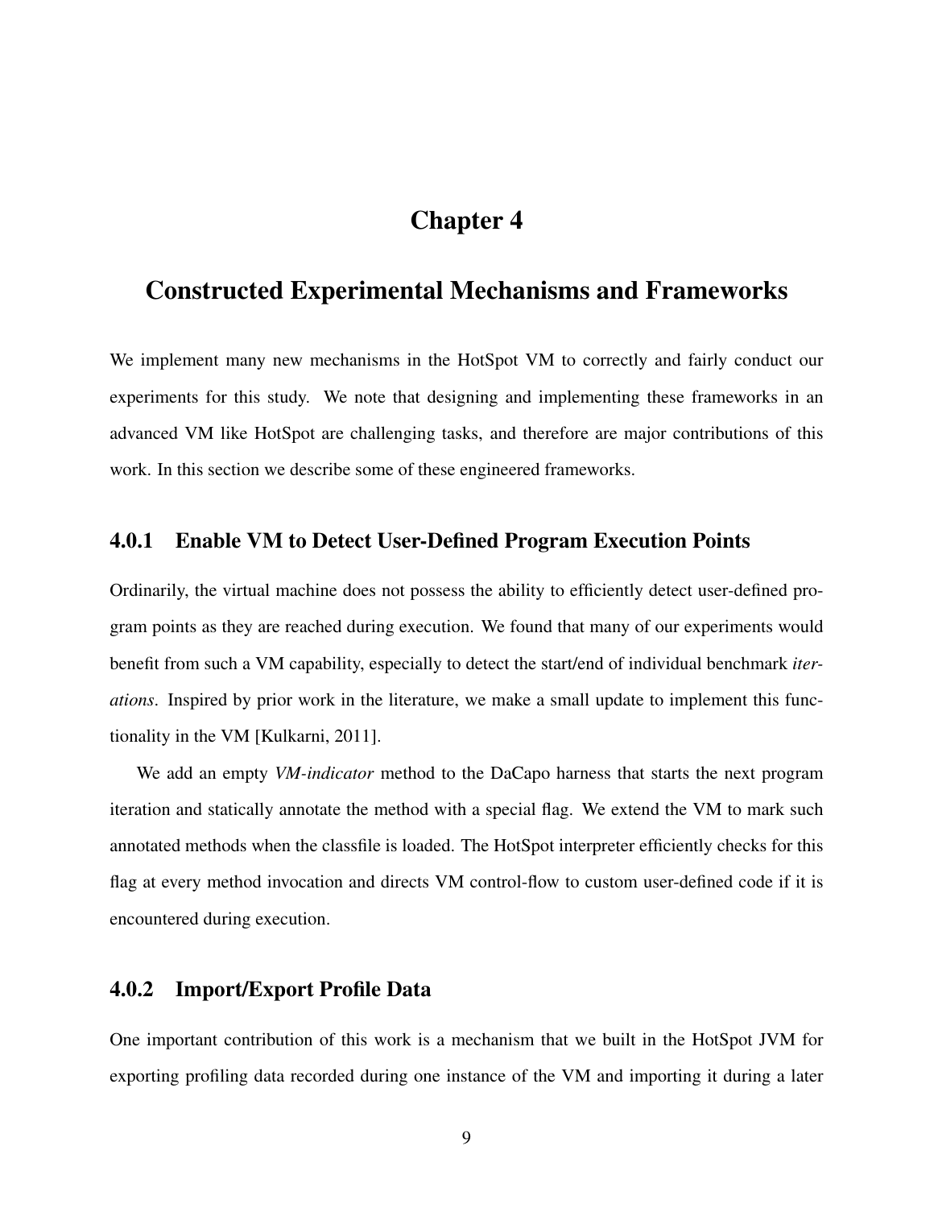# Chapter 4

# Constructed Experimental Mechanisms and Frameworks

We implement many new mechanisms in the HotSpot VM to correctly and fairly conduct our experiments for this study. We note that designing and implementing these frameworks in an advanced VM like HotSpot are challenging tasks, and therefore are major contributions of this work. In this section we describe some of these engineered frameworks.

### 4.0.1 Enable VM to Detect User-Defined Program Execution Points

Ordinarily, the virtual machine does not possess the ability to efficiently detect user-defined program points as they are reached during execution. We found that many of our experiments would benefit from such a VM capability, especially to detect the start/end of individual benchmark *iterations*. Inspired by prior work in the literature, we make a small update to implement this functionality in the VM [Kulkarni, 2011].

We add an empty *VM-indicator* method to the DaCapo harness that starts the next program iteration and statically annotate the method with a special flag. We extend the VM to mark such annotated methods when the classfile is loaded. The HotSpot interpreter efficiently checks for this flag at every method invocation and directs VM control-flow to custom user-defined code if it is encountered during execution.

### 4.0.2 Import/Export Profile Data

One important contribution of this work is a mechanism that we built in the HotSpot JVM for exporting profiling data recorded during one instance of the VM and importing it during a later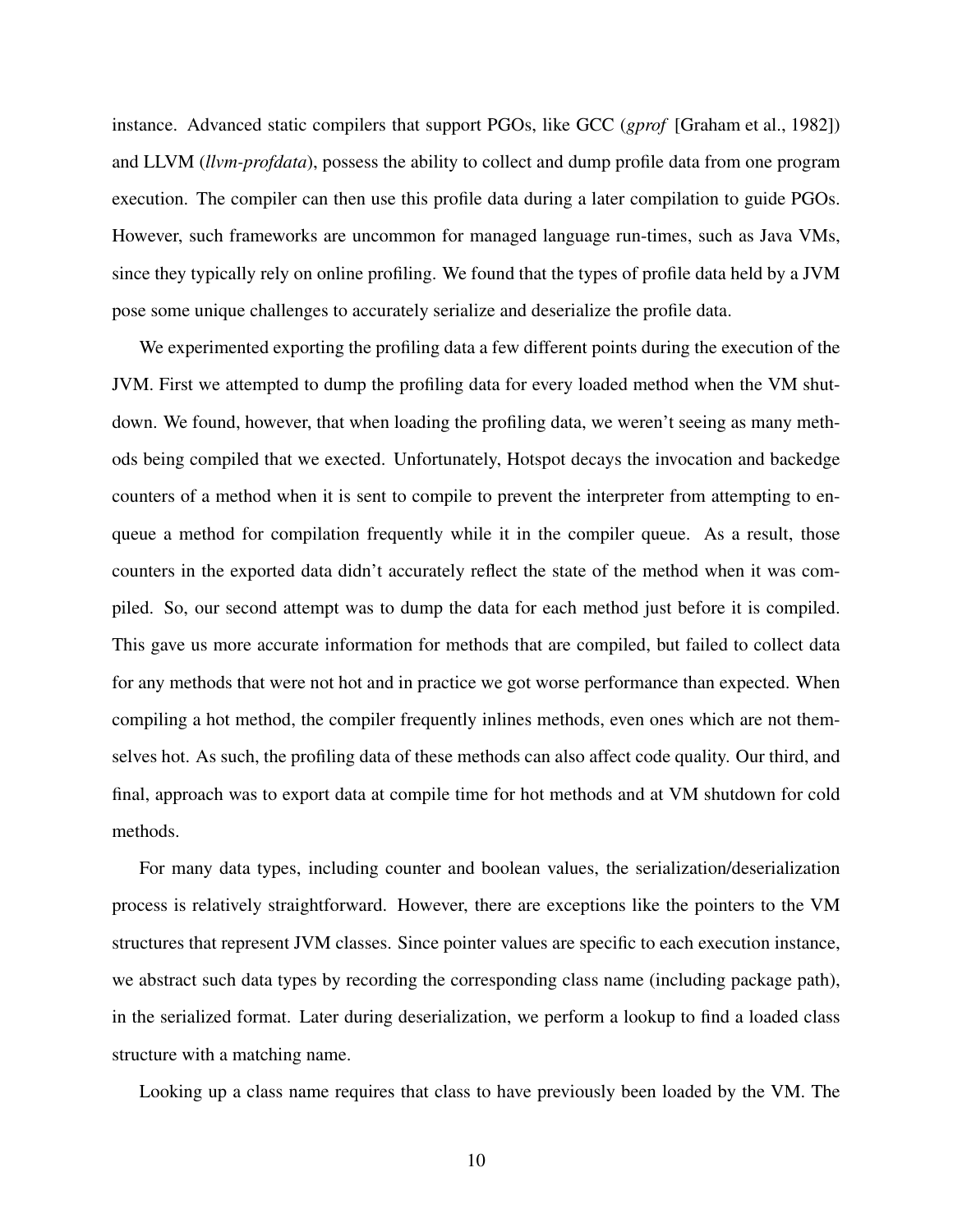instance. Advanced static compilers that support PGOs, like GCC (*gprof* [Graham et al., 1982]) and LLVM (*llvm-profdata*), possess the ability to collect and dump profile data from one program execution. The compiler can then use this profile data during a later compilation to guide PGOs. However, such frameworks are uncommon for managed language run-times, such as Java VMs, since they typically rely on online profiling. We found that the types of profile data held by a JVM pose some unique challenges to accurately serialize and deserialize the profile data.

We experimented exporting the profiling data a few different points during the execution of the JVM. First we attempted to dump the profiling data for every loaded method when the VM shutdown. We found, however, that when loading the profiling data, we weren't seeing as many methods being compiled that we exected. Unfortunately, Hotspot decays the invocation and backedge counters of a method when it is sent to compile to prevent the interpreter from attempting to enqueue a method for compilation frequently while it in the compiler queue. As a result, those counters in the exported data didn't accurately reflect the state of the method when it was compiled. So, our second attempt was to dump the data for each method just before it is compiled. This gave us more accurate information for methods that are compiled, but failed to collect data for any methods that were not hot and in practice we got worse performance than expected. When compiling a hot method, the compiler frequently inlines methods, even ones which are not themselves hot. As such, the profiling data of these methods can also affect code quality. Our third, and final, approach was to export data at compile time for hot methods and at VM shutdown for cold methods.

For many data types, including counter and boolean values, the serialization/deserialization process is relatively straightforward. However, there are exceptions like the pointers to the VM structures that represent JVM classes. Since pointer values are specific to each execution instance, we abstract such data types by recording the corresponding class name (including package path), in the serialized format. Later during deserialization, we perform a lookup to find a loaded class structure with a matching name.

Looking up a class name requires that class to have previously been loaded by the VM. The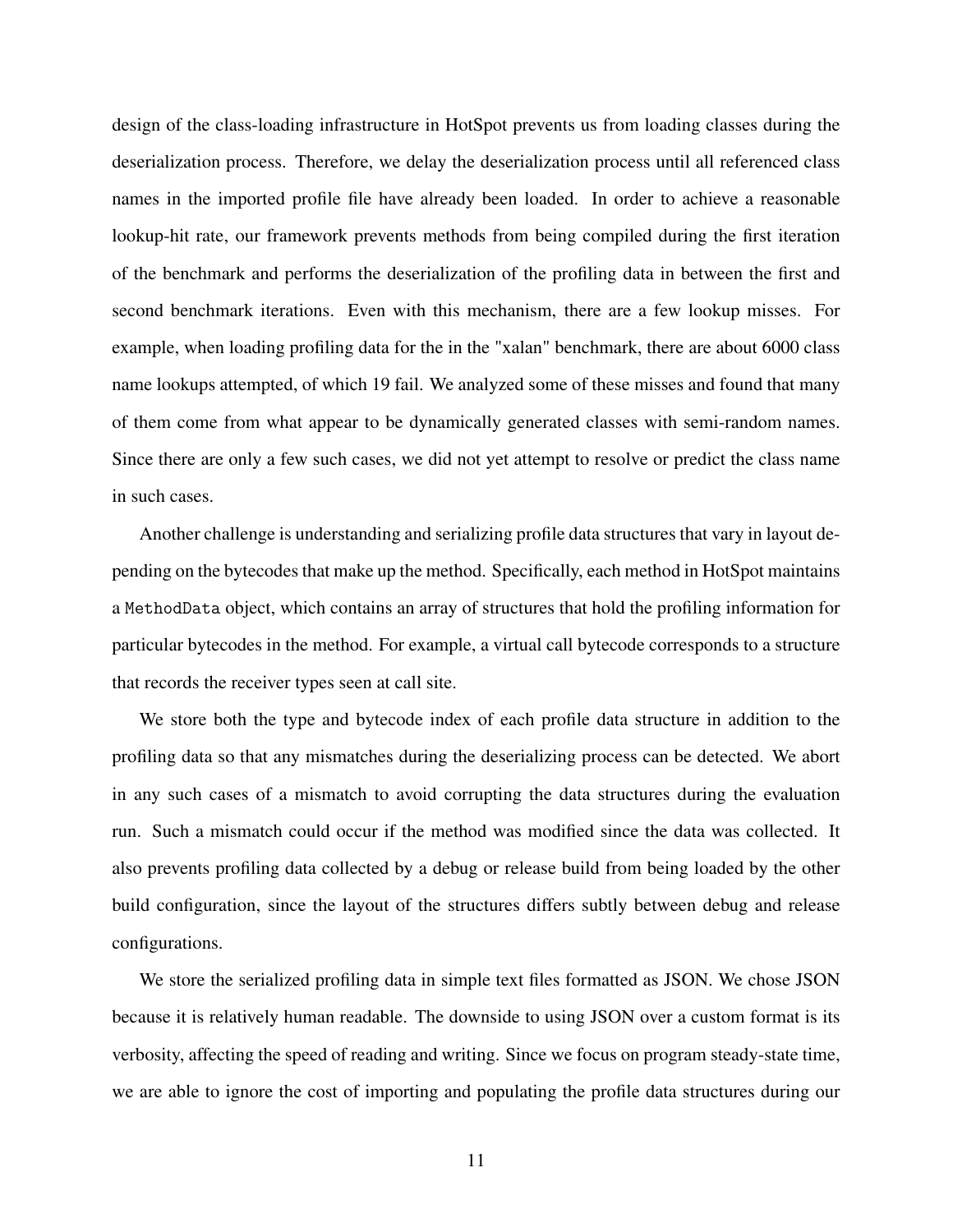design of the class-loading infrastructure in HotSpot prevents us from loading classes during the deserialization process. Therefore, we delay the deserialization process until all referenced class names in the imported profile file have already been loaded. In order to achieve a reasonable lookup-hit rate, our framework prevents methods from being compiled during the first iteration of the benchmark and performs the deserialization of the profiling data in between the first and second benchmark iterations. Even with this mechanism, there are a few lookup misses. For example, when loading profiling data for the in the "xalan" benchmark, there are about 6000 class name lookups attempted, of which 19 fail. We analyzed some of these misses and found that many of them come from what appear to be dynamically generated classes with semi-random names. Since there are only a few such cases, we did not yet attempt to resolve or predict the class name in such cases.

Another challenge is understanding and serializing profile data structures that vary in layout depending on the bytecodes that make up the method. Specifically, each method in HotSpot maintains a `MethodData` object, which contains an array of structures that hold the profiling information for particular bytecodes in the method. For example, a virtual call bytecode corresponds to a structure that records the receiver types seen at call site.

We store both the type and bytecode index of each profile data structure in addition to the profiling data so that any mismatches during the deserializing process can be detected. We abort in any such cases of a mismatch to avoid corrupting the data structures during the evaluation run. Such a mismatch could occur if the method was modified since the data was collected. It also prevents profiling data collected by a debug or release build from being loaded by the other build configuration, since the layout of the structures differs subtly between debug and release configurations.

We store the serialized profiling data in simple text files formatted as JSON. We chose JSON because it is relatively human readable. The downside to using JSON over a custom format is its verbosity, affecting the speed of reading and writing. Since we focus on program steady-state time, we are able to ignore the cost of importing and populating the profile data structures during our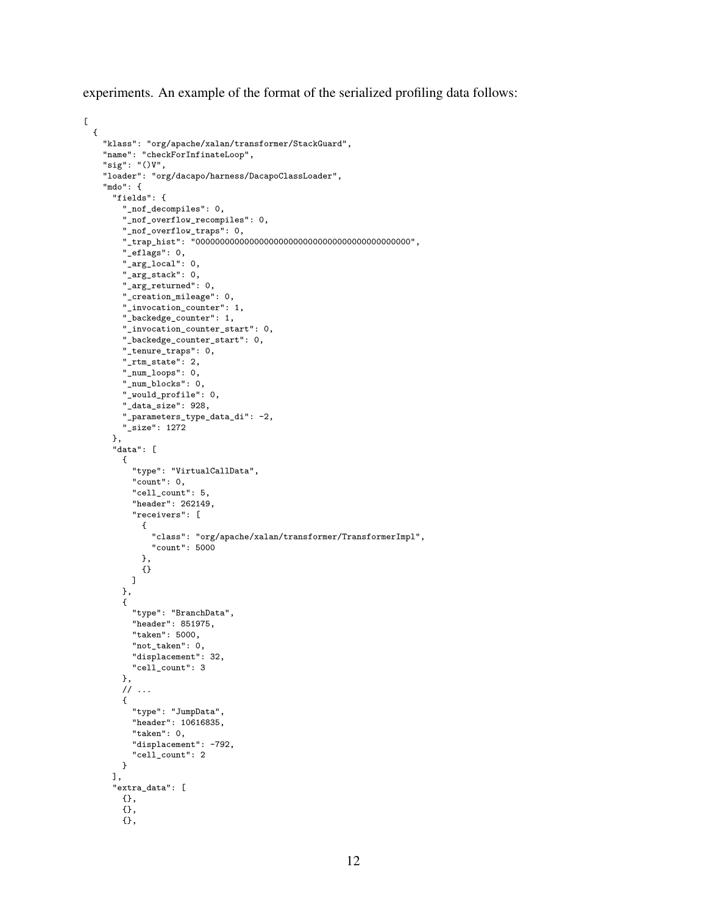experiments. An example of the format of the serialized profiling data follows:

```
[
  {
    "klass": "org/apache/xalan/transformer/StackGuard",
    "name": "checkForInfinateLoop",
    "sig": "()V",
    "loader": "org/dacapo/harness/DacapoClassLoader",
    "mdo": {
      "fields": {
        "_nof_decompiles": 0,
        "_nof_overflow_recompiles": 0,
        "_nof_overflow_traps": 0,
        "_trap_hist": "000000000000000000000000000000000000000000000",
        "_eflags": 0,
        "_arg_local": 0,
        "_arg_stack": 0,
        "_arg_returned": 0,
        "_creation_mileage": 0,
        "_invocation_counter": 1,
        "_backedge_counter": 1,
        "_invocation_counter_start": 0,
        "_backedge_counter_start": 0,
        "_tenure_traps": 0,
        "_rtm_state": 2,
        "_num_loops": 0,
        "_num_blocks": 0,
        "_would_profile": 0,
        "_data_size": 928,
        "_parameters_type_data_di": -2,
        "_size": 1272
      },
      "data": [
        {
          "type": "VirtualCallData",
          "count": 0,
          "cell_count": 5,
          "header": 262149,
          "receivers": [
            {
              "class": "org/apache/xalan/transformer/TransformerImpl",
              "count": 5000
            },
            {}
          ]
        },
        {
          "type": "BranchData",
          "header": 851975,
          "taken": 5000,
          "not_taken": 0,
          "displacement": 32,
          "cell_count": 3
        },
        // ...
        {
          "type": "JumpData",
          "header": 10616835,
          "taken": 0,
          "displacement": -792,
          "cell_count": 2
        }
      ],
      "extra_data": [
        {},
        {},
        {},
```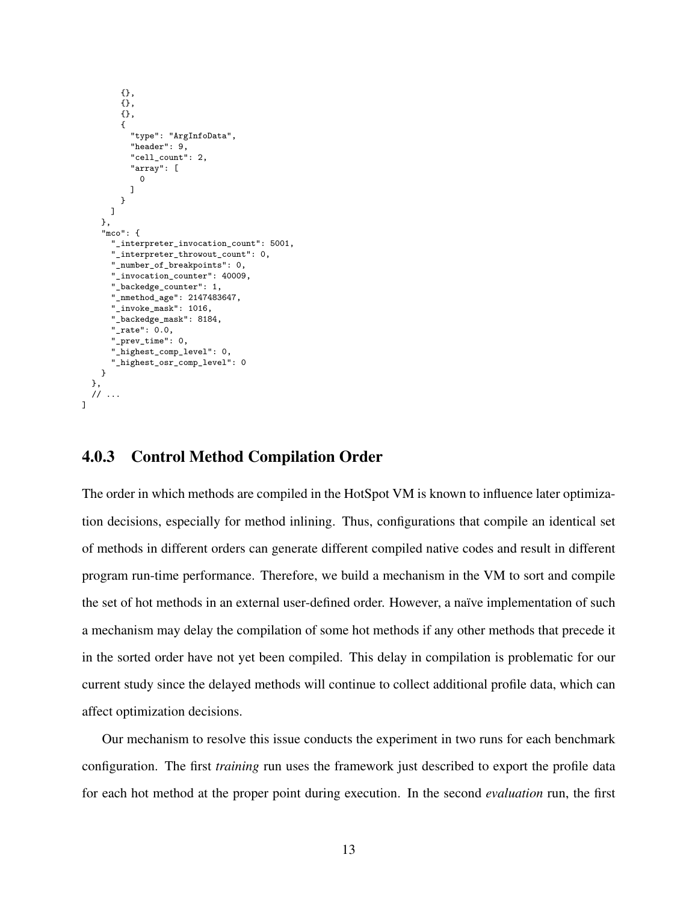```
        {},
        {},
        {},
        {
          "type": "ArgInfoData",
          "header": 9,
          "cell_count": 2,
          "array": [
            0
          ]
        }
      ]
    },
    "mco": {
      "_interpreter_invocation_count": 5001,
      "_interpreter_throwout_count": 0,
      "_number_of_breakpoints": 0,
      "_invocation_counter": 40009,
      "_backedge_counter": 1,
      "_nmethod_age": 2147483647,
      "_invoke_mask": 1016,
      "_backedge_mask": 8184,
      "_rate": 0.0,
      "_prev_time": 0,
      "_highest_comp_level": 0,
      "_highest_osr_comp_level": 0
    }
  },
  // ...
]
```

### 4.0.3 Control Method Compilation Order

The order in which methods are compiled in the HotSpot VM is known to influence later optimization decisions, especially for method inlining. Thus, configurations that compile an identical set of methods in different orders can generate different compiled native codes and result in different program run-time performance. Therefore, we build a mechanism in the VM to sort and compile the set of hot methods in an external user-defined order. However, a naïve implementation of such a mechanism may delay the compilation of some hot methods if any other methods that precede it in the sorted order have not yet been compiled. This delay in compilation is problematic for our current study since the delayed methods will continue to collect additional profile data, which can affect optimization decisions.

Our mechanism to resolve this issue conducts the experiment in two runs for each benchmark configuration. The first *training* run uses the framework just described to export the profile data for each hot method at the proper point during execution. In the second *evaluation* run, the first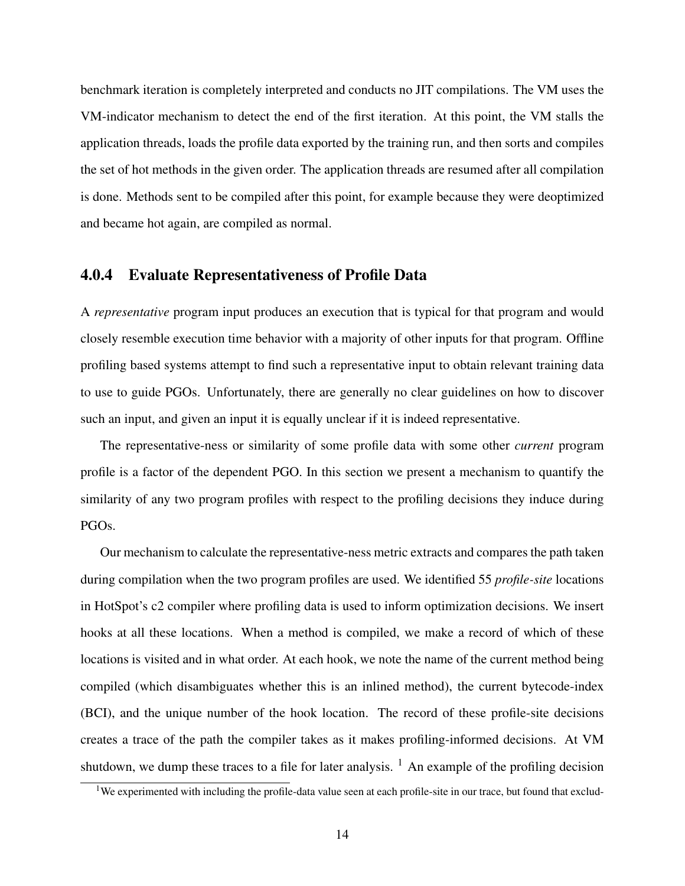benchmark iteration is completely interpreted and conducts no JIT compilations. The VM uses the VM-indicator mechanism to detect the end of the first iteration. At this point, the VM stalls the application threads, loads the profile data exported by the training run, and then sorts and compiles the set of hot methods in the given order. The application threads are resumed after all compilation is done. Methods sent to be compiled after this point, for example because they were deoptimized and became hot again, are compiled as normal.

### 4.0.4 Evaluate Representativeness of Profile Data

A *representative* program input produces an execution that is typical for that program and would closely resemble execution time behavior with a majority of other inputs for that program. Offline profiling based systems attempt to find such a representative input to obtain relevant training data to use to guide PGOs. Unfortunately, there are generally no clear guidelines on how to discover such an input, and given an input it is equally unclear if it is indeed representative.

The representative-ness or similarity of some profile data with some other *current* program profile is a factor of the dependent PGO. In this section we present a mechanism to quantify the similarity of any two program profiles with respect to the profiling decisions they induce during PGOs.

Our mechanism to calculate the representative-ness metric extracts and compares the path taken during compilation when the two program profiles are used. We identified 55 *profile-site* locations in HotSpot's c2 compiler where profiling data is used to inform optimization decisions. We insert hooks at all these locations. When a method is compiled, we make a record of which of these locations is visited and in what order. At each hook, we note the name of the current method being compiled (which disambiguates whether this is an inlined method), the current bytecode-index (BCI), and the unique number of the hook location. The record of these profile-site decisions creates a trace of the path the compiler takes as it makes profiling-informed decisions. At VM shutdown, we dump these traces to a file for later analysis. [1] An example of the profiling decision

[1] We experimented with including the profile-data value seen at each profile-site in our trace, but found that exclud-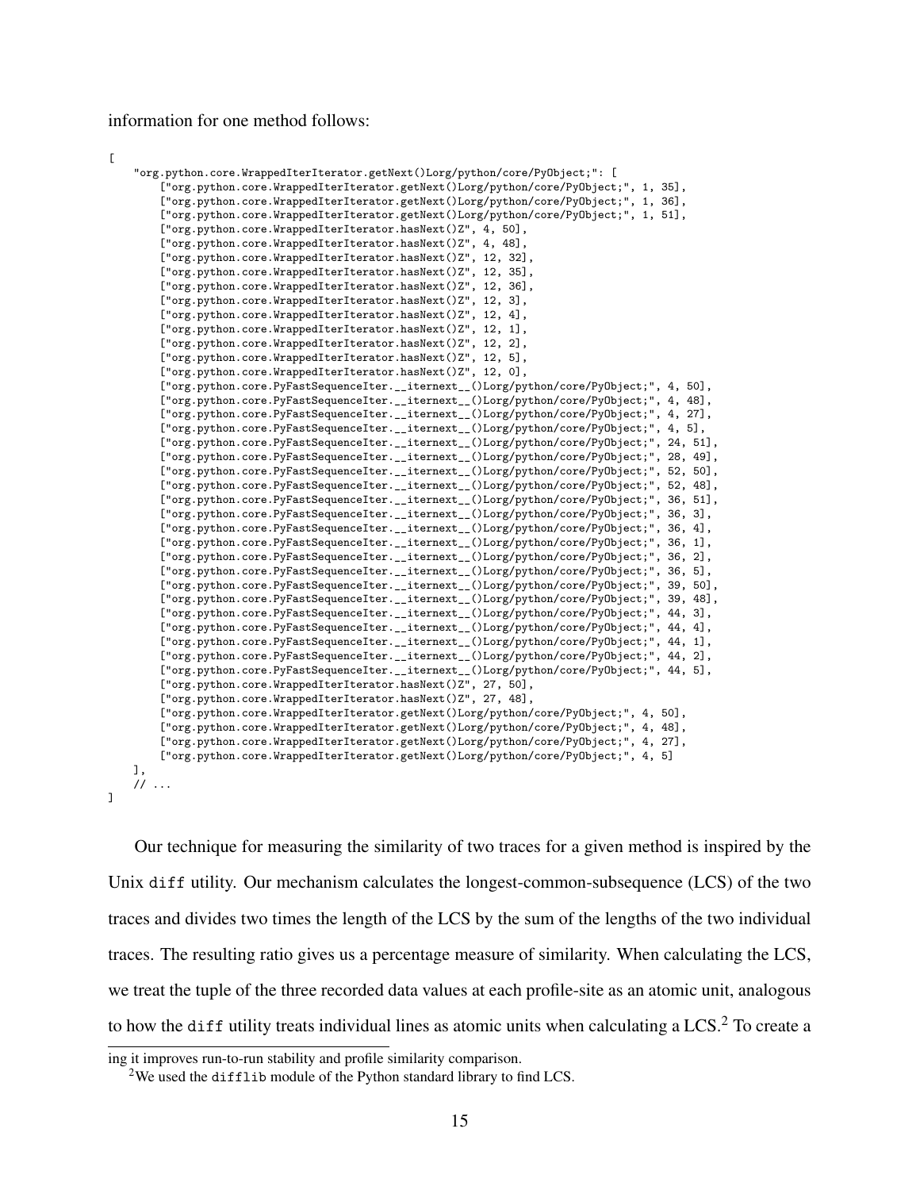information for one method follows:

```
[
    "org.python.core.WrappedIterIterator.getNext()Lorg/python/core/PyObject;": [
        ["org.python.core.WrappedIterIterator.getNext()Lorg/python/core/PyObject;", 1, 35],
        ["org.python.core.WrappedIterIterator.getNext()Lorg/python/core/PyObject;", 1, 36],
        ["org.python.core.WrappedIterIterator.getNext()Lorg/python/core/PyObject;", 1, 51],
        ["org.python.core.WrappedIterIterator.hasNext()Z", 4, 50],
        ["org.python.core.WrappedIterIterator.hasNext()Z", 4, 48],
        ["org.python.core.WrappedIterIterator.hasNext()Z", 12, 32],
        ["org.python.core.WrappedIterIterator.hasNext()Z", 12, 35],
        ["org.python.core.WrappedIterIterator.hasNext()Z", 12, 36],
        ["org.python.core.WrappedIterIterator.hasNext()Z", 12, 3],
        ["org.python.core.WrappedIterIterator.hasNext()Z", 12, 4],
        ["org.python.core.WrappedIterIterator.hasNext()Z", 12, 1],
        ["org.python.core.WrappedIterIterator.hasNext()Z", 12, 2],
        ["org.python.core.WrappedIterIterator.hasNext()Z", 12, 5],
        ["org.python.core.WrappedIterIterator.hasNext()Z", 12, 0],
        ["org.python.core.PyFastSequenceIter.__iternext__()Lorg/python/core/PyObject;", 4, 50],
        ["org.python.core.PyFastSequenceIter.__iternext__()Lorg/python/core/PyObject;", 4, 48],
        ["org.python.core.PyFastSequenceIter.__iternext__()Lorg/python/core/PyObject;", 4, 27],
        ["org.python.core.PyFastSequenceIter.__iternext__()Lorg/python/core/PyObject;", 4, 5],
        ["org.python.core.PyFastSequenceIter.__iternext__()Lorg/python/core/PyObject;", 24, 51],
        ["org.python.core.PyFastSequenceIter.__iternext__()Lorg/python/core/PyObject;", 28, 49],
        ["org.python.core.PyFastSequenceIter.__iternext__()Lorg/python/core/PyObject;", 52, 50],
        ["org.python.core.PyFastSequenceIter.__iternext__()Lorg/python/core/PyObject;", 52, 48],
        ["org.python.core.PyFastSequenceIter.__iternext__()Lorg/python/core/PyObject;", 36, 51],
        ["org.python.core.PyFastSequenceIter.__iternext__()Lorg/python/core/PyObject;", 36, 3],
        ["org.python.core.PyFastSequenceIter.__iternext__()Lorg/python/core/PyObject;", 36, 4],
        ["org.python.core.PyFastSequenceIter.__iternext__()Lorg/python/core/PyObject;", 36, 1],
        ["org.python.core.PyFastSequenceIter.__iternext__()Lorg/python/core/PyObject;", 36, 2],
        ["org.python.core.PyFastSequenceIter.__iternext__()Lorg/python/core/PyObject;", 36, 5],
        ["org.python.core.PyFastSequenceIter.__iternext__()Lorg/python/core/PyObject;", 39, 50],
        ["org.python.core.PyFastSequenceIter.__iternext__()Lorg/python/core/PyObject;", 39, 48],
        ["org.python.core.PyFastSequenceIter.__iternext__()Lorg/python/core/PyObject;", 44, 3],
        ["org.python.core.PyFastSequenceIter.__iternext__()Lorg/python/core/PyObject;", 44, 4],
        ["org.python.core.PyFastSequenceIter.__iternext__()Lorg/python/core/PyObject;", 44, 1],
        ["org.python.core.PyFastSequenceIter.__iternext__()Lorg/python/core/PyObject;", 44, 2],
        ["org.python.core.PyFastSequenceIter.__iternext__()Lorg/python/core/PyObject;", 44, 5],
        ["org.python.core.WrappedIterIterator.hasNext()Z", 27, 50],
        ["org.python.core.WrappedIterIterator.hasNext()Z", 27, 48],
        ["org.python.core.WrappedIterIterator.getNext()Lorg/python/core/PyObject;", 4, 50],
        ["org.python.core.WrappedIterIterator.getNext()Lorg/python/core/PyObject;", 4, 48],
        ["org.python.core.WrappedIterIterator.getNext()Lorg/python/core/PyObject;", 4, 27],
        ["org.python.core.WrappedIterIterator.getNext()Lorg/python/core/PyObject;", 4, 5]
    ],
    // ...
]
```

Our technique for measuring the similarity of two traces for a given method is inspired by the Unix `diff` utility. Our mechanism calculates the longest-common-subsequence (LCS) of the two traces and divides two times the length of the LCS by the sum of the lengths of the two individual traces. The resulting ratio gives us a percentage measure of similarity. When calculating the LCS, we treat the tuple of the three recorded data values at each profile-site as an atomic unit, analogous to how the `diff` utility treats individual lines as atomic units when calculating a LCS.[2] To create a

ing it improves run-to-run stability and profile similarity comparison.

[2]We used the `difflib` module of the Python standard library to find LCS.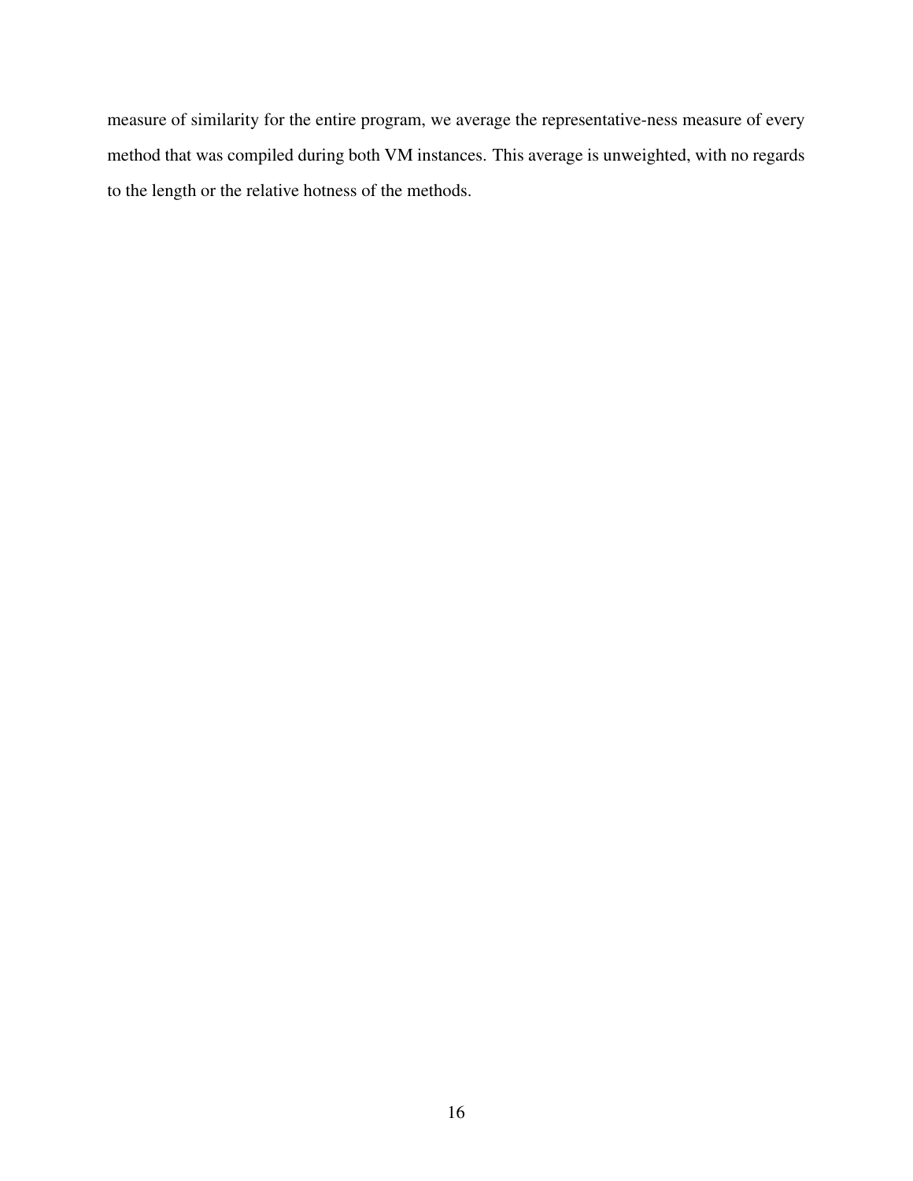measure of similarity for the entire program, we average the representative-ness measure of every method that was compiled during both VM instances. This average is unweighted, with no regards to the length or the relative hotness of the methods.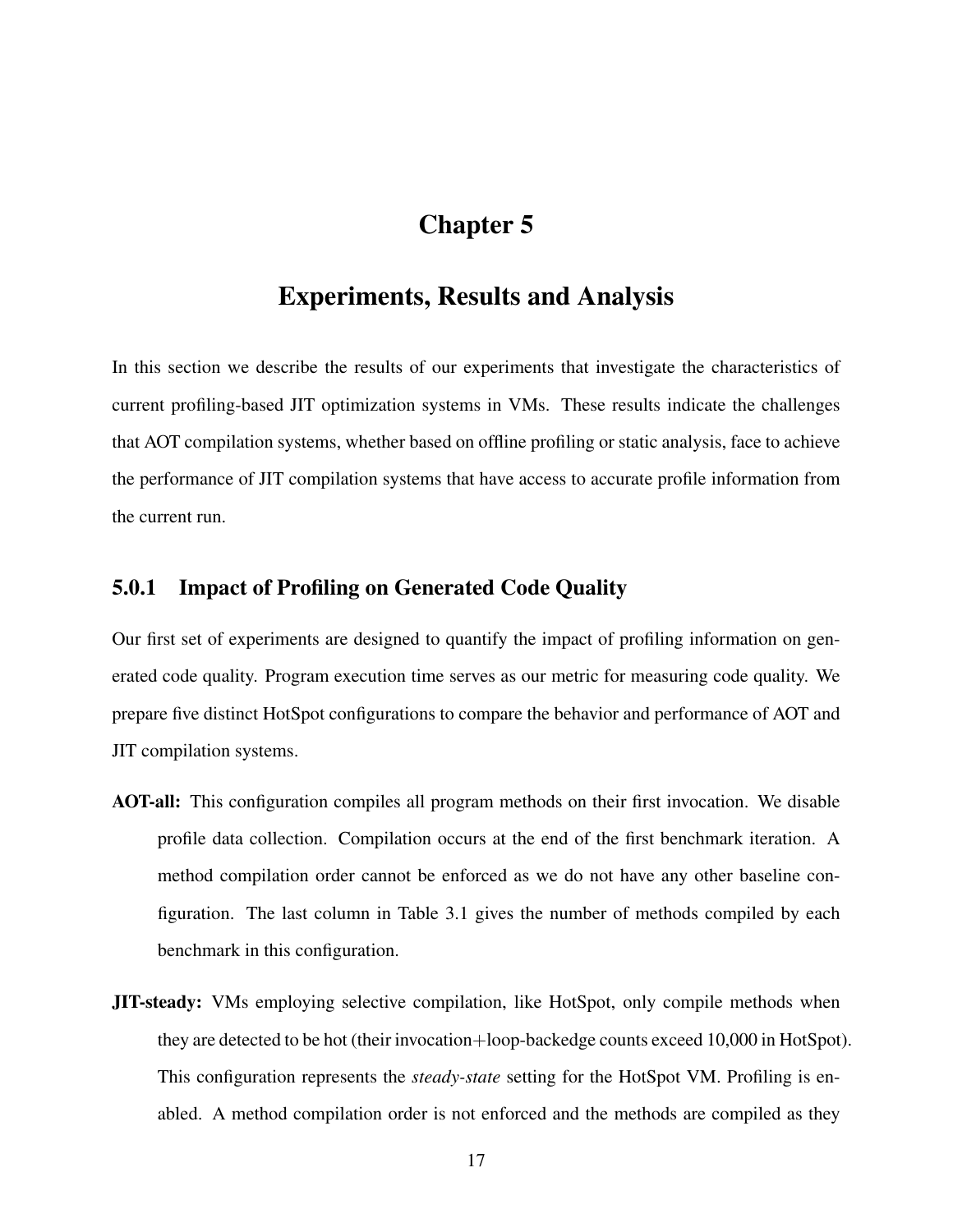# Chapter 5

# Experiments, Results and Analysis

In this section we describe the results of our experiments that investigate the characteristics of current profiling-based JIT optimization systems in VMs. These results indicate the challenges that AOT compilation systems, whether based on offline profiling or static analysis, face to achieve the performance of JIT compilation systems that have access to accurate profile information from the current run.

### 5.0.1 Impact of Profiling on Generated Code Quality

Our first set of experiments are designed to quantify the impact of profiling information on generated code quality. Program execution time serves as our metric for measuring code quality. We prepare five distinct HotSpot configurations to compare the behavior and performance of AOT and JIT compilation systems.

**AOT-all:** This configuration compiles all program methods on their first invocation. We disable profile data collection. Compilation occurs at the end of the first benchmark iteration. A method compilation order cannot be enforced as we do not have any other baseline configuration. The last column in Table 3.1 gives the number of methods compiled by each benchmark in this configuration.

**JIT-steady:** VMs employing selective compilation, like HotSpot, only compile methods when they are detected to be hot (their invocation+loop-backedge counts exceed 10,000 in HotSpot). This configuration represents the *steady-state* setting for the HotSpot VM. Profiling is enabled. A method compilation order is not enforced and the methods are compiled as they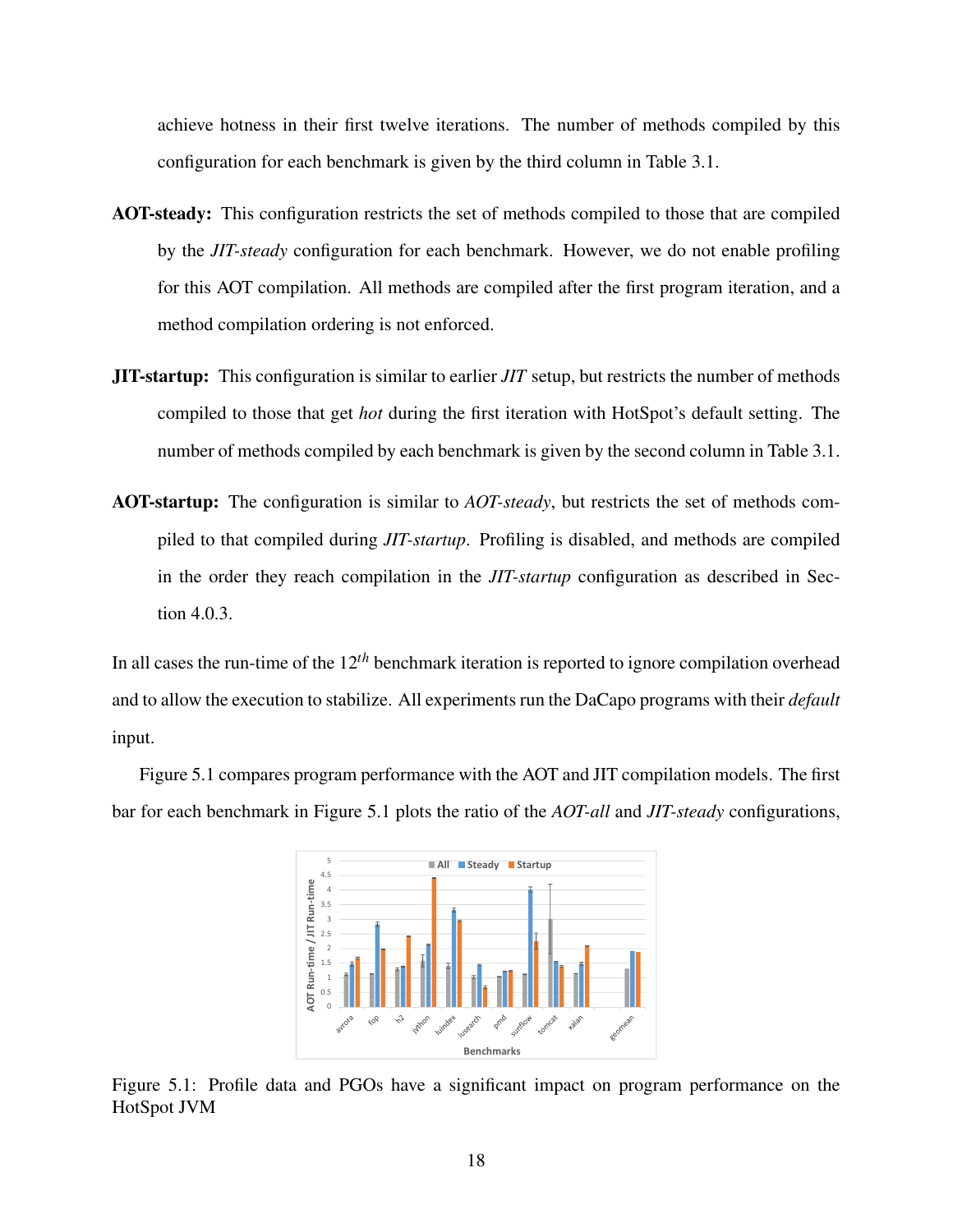achieve hotness in their first twelve iterations. The number of methods compiled by this configuration for each benchmark is given by the third column in Table 3.1.

**AOT-steady:** This configuration restricts the set of methods compiled to those that are compiled by the *JIT-steady* configuration for each benchmark. However, we do not enable profiling for this AOT compilation. All methods are compiled after the first program iteration, and a method compilation ordering is not enforced.

**JIT-startup:** This configuration is similar to earlier *JIT* setup, but restricts the number of methods compiled to those that get *hot* during the first iteration with HotSpot's default setting. The number of methods compiled by each benchmark is given by the second column in Table 3.1.

**AOT-startup:** The configuration is similar to *AOT-steady*, but restricts the set of methods compiled to that compiled during *JIT-startup*. Profiling is disabled, and methods are compiled in the order they reach compilation in the *JIT-startup* configuration as described in Section 4.0.3.

In all cases the run-time of the $12^{th}$ benchmark iteration is reported to ignore compilation overhead and to allow the execution to stabilize. All experiments run the DaCapo programs with their *default* input.

Figure 5.1 compares program performance with the AOT and JIT compilation models. The first bar for each benchmark in Figure 5.1 plots the ratio of the *AOT-all* and *JIT-steady* configurations,

Figure 5.1: Profile data and PGOs have a significant impact on program performance on the HotSpot JVM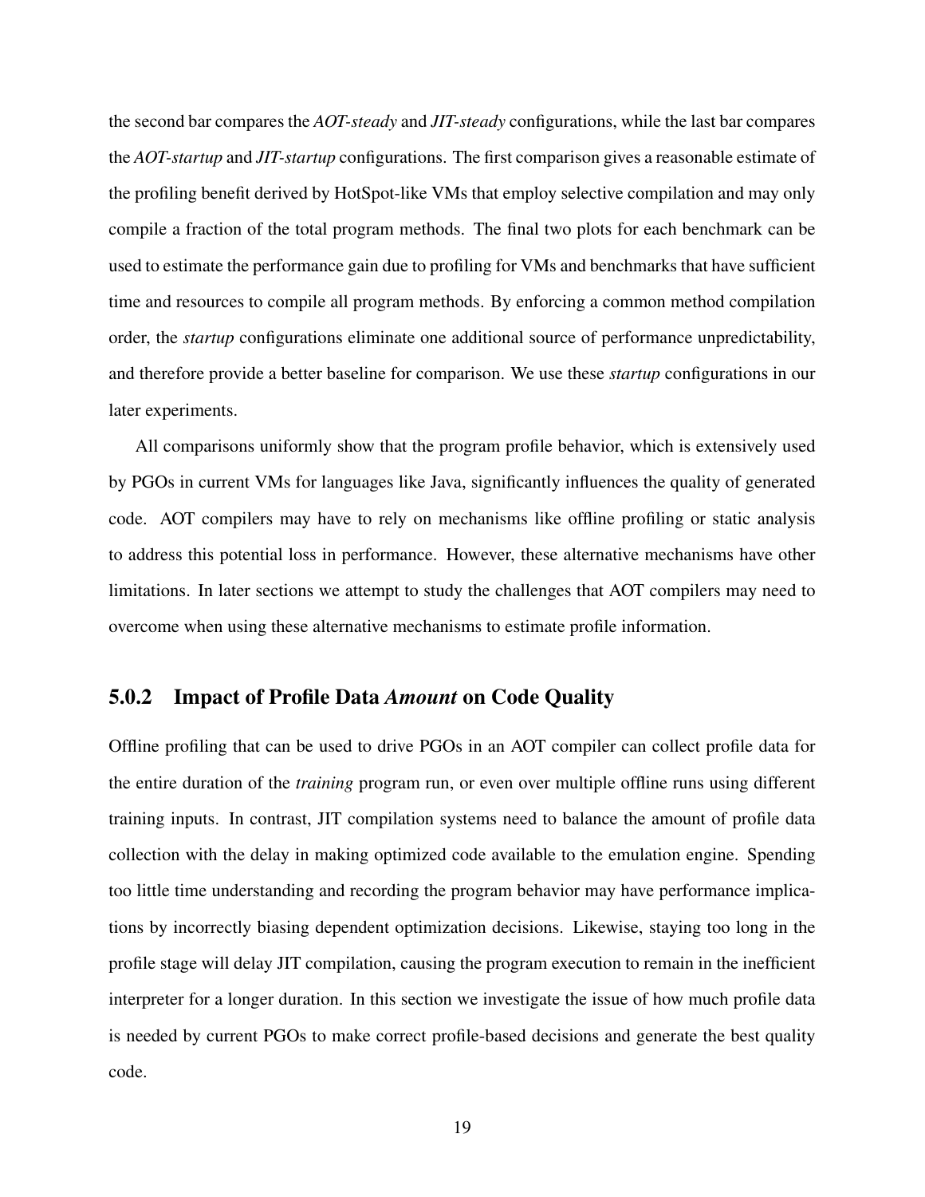the second bar compares the *AOT-steady* and *JIT-steady* configurations, while the last bar compares the *AOT-startup* and *JIT-startup* configurations. The first comparison gives a reasonable estimate of the profiling benefit derived by HotSpot-like VMs that employ selective compilation and may only compile a fraction of the total program methods. The final two plots for each benchmark can be used to estimate the performance gain due to profiling for VMs and benchmarks that have sufficient time and resources to compile all program methods. By enforcing a common method compilation order, the *startup* configurations eliminate one additional source of performance unpredictability, and therefore provide a better baseline for comparison. We use these *startup* configurations in our later experiments.

All comparisons uniformly show that the program profile behavior, which is extensively used by PGOs in current VMs for languages like Java, significantly influences the quality of generated code. AOT compilers may have to rely on mechanisms like offline profiling or static analysis to address this potential loss in performance. However, these alternative mechanisms have other limitations. In later sections we attempt to study the challenges that AOT compilers may need to overcome when using these alternative mechanisms to estimate profile information.

### 5.0.2 Impact of Profile Data *Amount* on Code Quality

Offline profiling that can be used to drive PGOs in an AOT compiler can collect profile data for the entire duration of the *training* program run, or even over multiple offline runs using different training inputs. In contrast, JIT compilation systems need to balance the amount of profile data collection with the delay in making optimized code available to the emulation engine. Spending too little time understanding and recording the program behavior may have performance implications by incorrectly biasing dependent optimization decisions. Likewise, staying too long in the profile stage will delay JIT compilation, causing the program execution to remain in the inefficient interpreter for a longer duration. In this section we investigate the issue of how much profile data is needed by current PGOs to make correct profile-based decisions and generate the best quality code.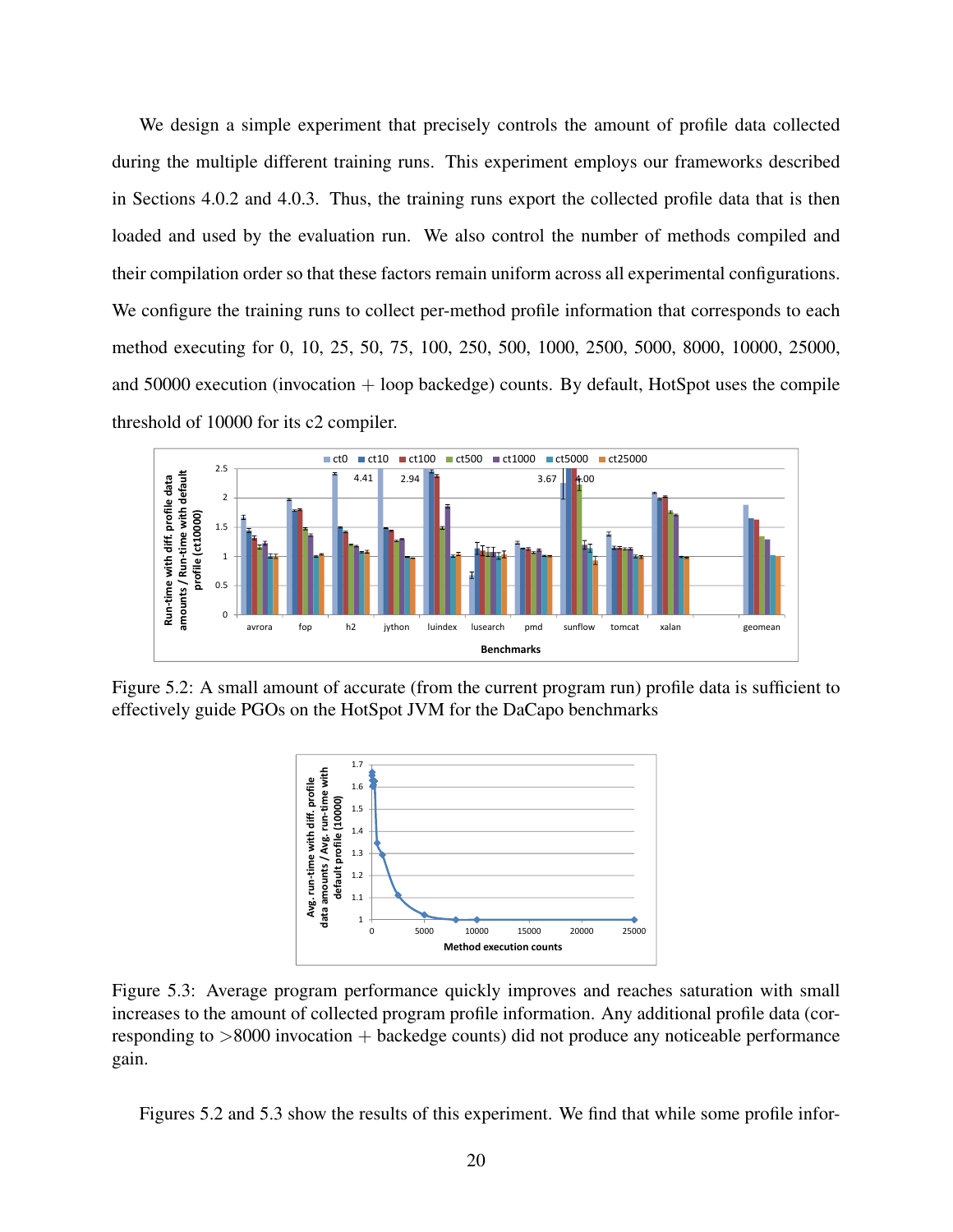We design a simple experiment that precisely controls the amount of profile data collected during the multiple different training runs. This experiment employs our frameworks described in Sections 4.0.2 and 4.0.3. Thus, the training runs export the collected profile data that is then loaded and used by the evaluation run. We also control the number of methods compiled and their compilation order so that these factors remain uniform across all experimental configurations. We configure the training runs to collect per-method profile information that corresponds to each method executing for 0, 10, 25, 50, 75, 100, 250, 500, 1000, 2500, 5000, 8000, 10000, 25000, and 50000 execution (invocation + loop backedge) counts. By default, HotSpot uses the compile threshold of 10000 for its c2 compiler.

Figure 5.2: A small amount of accurate (from the current program run) profile data is sufficient to effectively guide PGOs on the HotSpot JVM for the DaCapo benchmarks

Figure 5.3: Average program performance quickly improves and reaches saturation with small increases to the amount of collected program profile information. Any additional profile data (corresponding to >8000 invocation + backedge counts) did not produce any noticeable performance gain.

Figures 5.2 and 5.3 show the results of this experiment. We find that while some profile infor-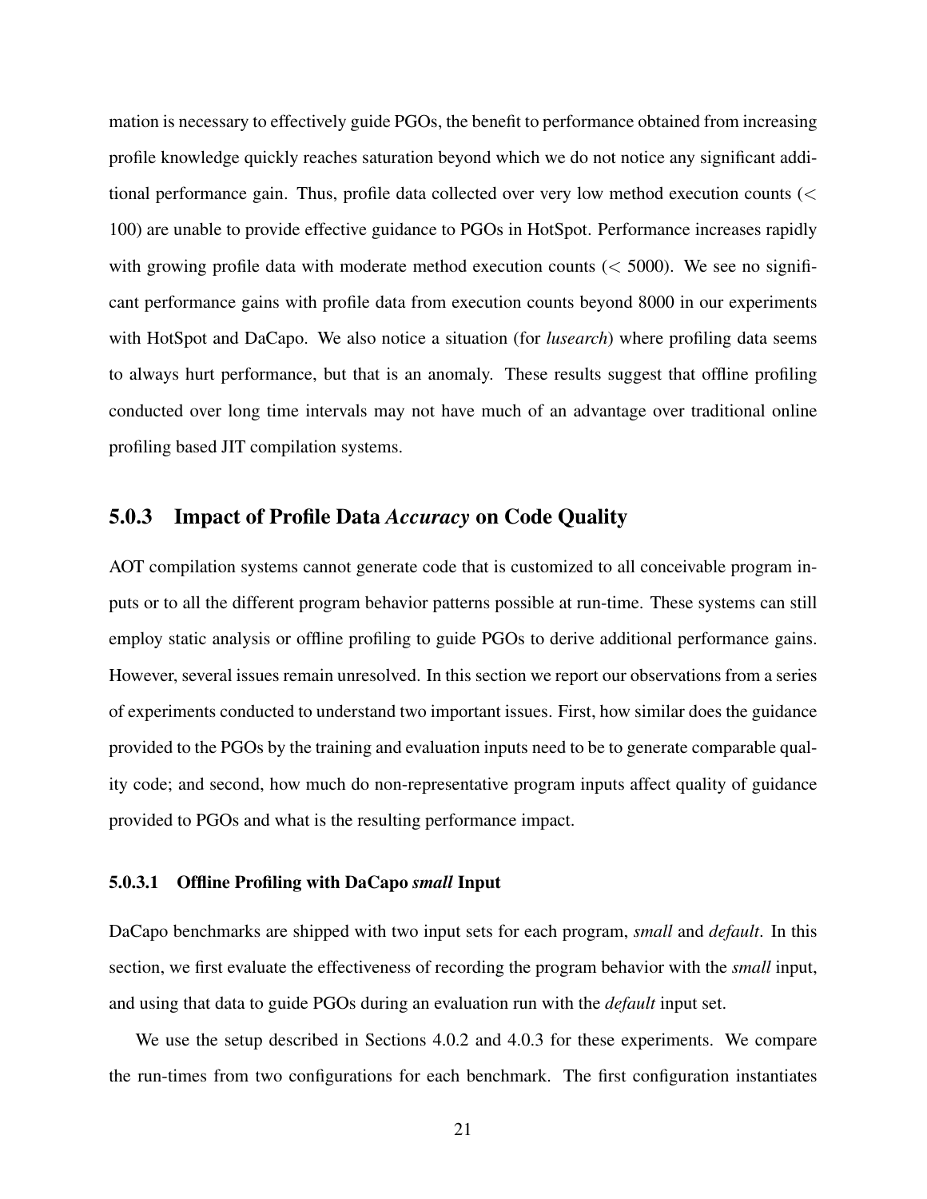mation is necessary to effectively guide PGOs, the benefit to performance obtained from increasing profile knowledge quickly reaches saturation beyond which we do not notice any significant additional performance gain. Thus, profile data collected over very low method execution counts ($<$ 100) are unable to provide effective guidance to PGOs in HotSpot. Performance increases rapidly with growing profile data with moderate method execution counts ($<$ 5000). We see no significant performance gains with profile data from execution counts beyond 8000 in our experiments with HotSpot and DaCapo. We also notice a situation (for *lusearch*) where profiling data seems to always hurt performance, but that is an anomaly. These results suggest that offline profiling conducted over long time intervals may not have much of an advantage over traditional online profiling based JIT compilation systems.

### 5.0.3 Impact of Profile Data *Accuracy* on Code Quality

AOT compilation systems cannot generate code that is customized to all conceivable program inputs or to all the different program behavior patterns possible at run-time. These systems can still employ static analysis or offline profiling to guide PGOs to derive additional performance gains. However, several issues remain unresolved. In this section we report our observations from a series of experiments conducted to understand two important issues. First, how similar does the guidance provided to the PGOs by the training and evaluation inputs need to be to generate comparable quality code; and second, how much do non-representative program inputs affect quality of guidance provided to PGOs and what is the resulting performance impact.

#### 5.0.3.1 Offline Profiling with DaCapo *small* Input

DaCapo benchmarks are shipped with two input sets for each program, *small* and *default*. In this section, we first evaluate the effectiveness of recording the program behavior with the *small* input, and using that data to guide PGOs during an evaluation run with the *default* input set.

We use the setup described in Sections 4.0.2 and 4.0.3 for these experiments. We compare the run-times from two configurations for each benchmark. The first configuration instantiates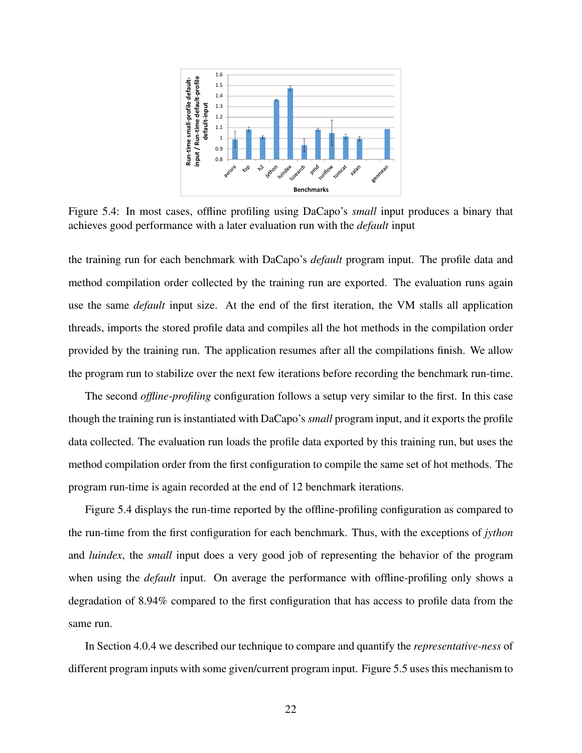Figure 5.4: In most cases, offline profiling using DaCapo's *small* input produces a binary that achieves good performance with a later evaluation run with the *default* input

the training run for each benchmark with DaCapo's *default* program input. The profile data and method compilation order collected by the training run are exported. The evaluation runs again use the same *default* input size. At the end of the first iteration, the VM stalls all application threads, imports the stored profile data and compiles all the hot methods in the compilation order provided by the training run. The application resumes after all the compilations finish. We allow the program run to stabilize over the next few iterations before recording the benchmark run-time.

The second *offline-profiling* configuration follows a setup very similar to the first. In this case though the training run is instantiated with DaCapo's *small* program input, and it exports the profile data collected. The evaluation run loads the profile data exported by this training run, but uses the method compilation order from the first configuration to compile the same set of hot methods. The program run-time is again recorded at the end of 12 benchmark iterations.

Figure 5.4 displays the run-time reported by the offline-profiling configuration as compared to the run-time from the first configuration for each benchmark. Thus, with the exceptions of *jython* and *luindex*, the *small* input does a very good job of representing the behavior of the program when using the *default* input. On average the performance with offline-profiling only shows a degradation of 8.94% compared to the first configuration that has access to profile data from the same run.

In Section 4.0.4 we described our technique to compare and quantify the *representative-ness* of different program inputs with some given/current program input. Figure 5.5 uses this mechanism to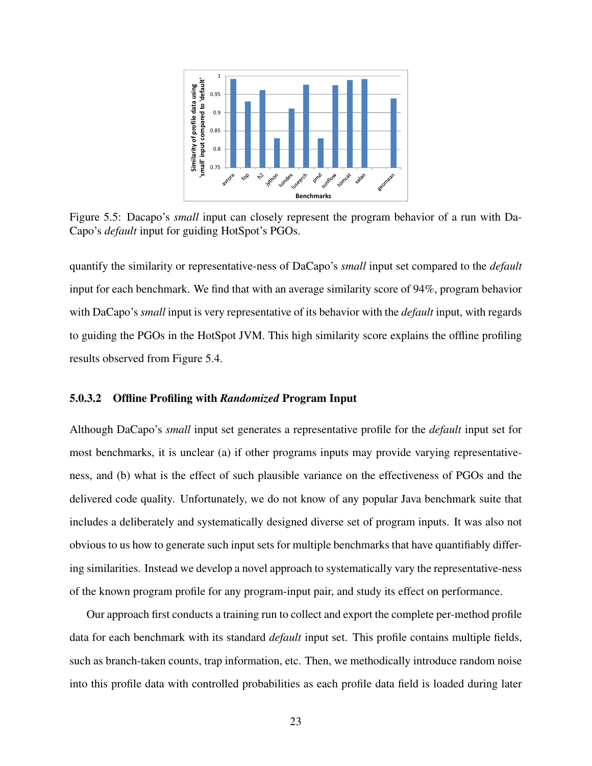Figure 5.5: Dacapo's *small* input can closely represent the program behavior of a run with DaCapo's *default* input for guiding HotSpot's PGOs.

quantify the similarity or representative-ness of DaCapo's *small* input set compared to the *default* input for each benchmark. We find that with an average similarity score of 94%, program behavior with DaCapo's *small* input is very representative of its behavior with the *default* input, with regards to guiding the PGOs in the HotSpot JVM. This high similarity score explains the offline profiling results observed from Figure 5.4.

#### 5.0.3.2 Offline Profiling with *Randomized* Program Input

Although DaCapo's *small* input set generates a representative profile for the *default* input set for most benchmarks, it is unclear (a) if other programs inputs may provide varying representative-ness, and (b) what is the effect of such plausible variance on the effectiveness of PGOs and the delivered code quality. Unfortunately, we do not know of any popular Java benchmark suite that includes a deliberately and systematically designed diverse set of program inputs. It was also not obvious to us how to generate such input sets for multiple benchmarks that have quantifiably differing similarities. Instead we develop a novel approach to systematically vary the representative-ness of the known program profile for any program-input pair, and study its effect on performance.

Our approach first conducts a training run to collect and export the complete per-method profile data for each benchmark with its standard *default* input set. This profile contains multiple fields, such as branch-taken counts, trap information, etc. Then, we methodically introduce random noise into this profile data with controlled probabilities as each profile data field is loaded during later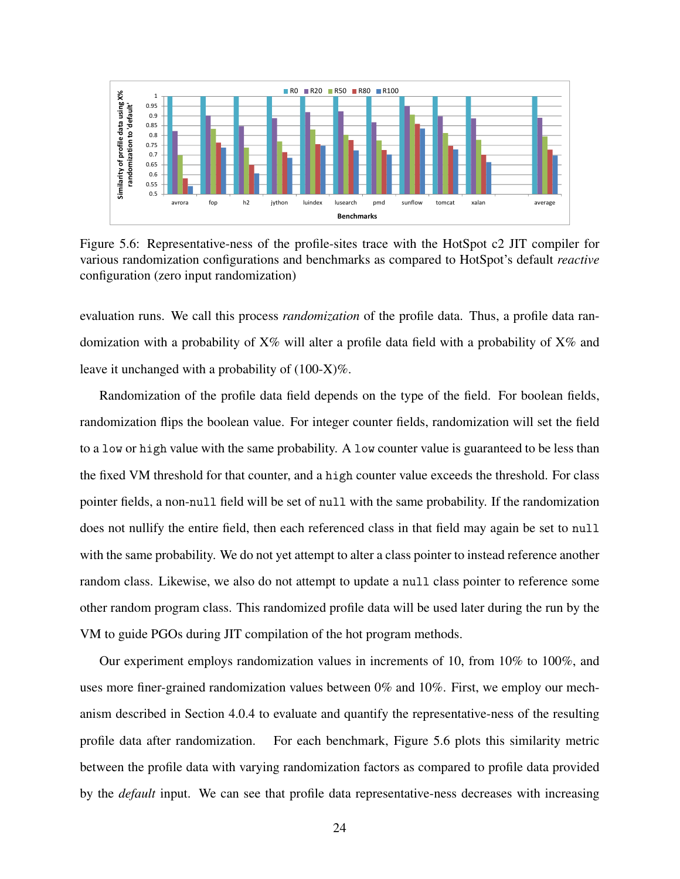Figure 5.6: Representative-ness of the profile-sites trace with the HotSpot c2 JIT compiler for various randomization configurations and benchmarks as compared to HotSpot's default *reactive* configuration (zero input randomization)

evaluation runs. We call this process *randomization* of the profile data. Thus, a profile data randomization with a probability of X% will alter a profile data field with a probability of X% and leave it unchanged with a probability of (100-X)%.

Randomization of the profile data field depends on the type of the field. For boolean fields, randomization flips the boolean value. For integer counter fields, randomization will set the field to a `low` or `high` value with the same probability. A `low` counter value is guaranteed to be less than the fixed VM threshold for that counter, and a `high` counter value exceeds the threshold. For class pointer fields, a non-`null` field will be set of `null` with the same probability. If the randomization does not nullify the entire field, then each referenced class in that field may again be set to `null` with the same probability. We do not yet attempt to alter a class pointer to instead reference another random class. Likewise, we also do not attempt to update a `null` class pointer to reference some other random program class. This randomized profile data will be used later during the run by the VM to guide PGOs during JIT compilation of the hot program methods.

Our experiment employs randomization values in increments of 10, from 10% to 100%, and uses more finer-grained randomization values between 0% and 10%. First, we employ our mechanism described in Section 4.0.4 to evaluate and quantify the representative-ness of the resulting profile data after randomization. For each benchmark, Figure 5.6 plots this similarity metric between the profile data with varying randomization factors as compared to profile data provided by the *default* input. We can see that profile data representative-ness decreases with increasing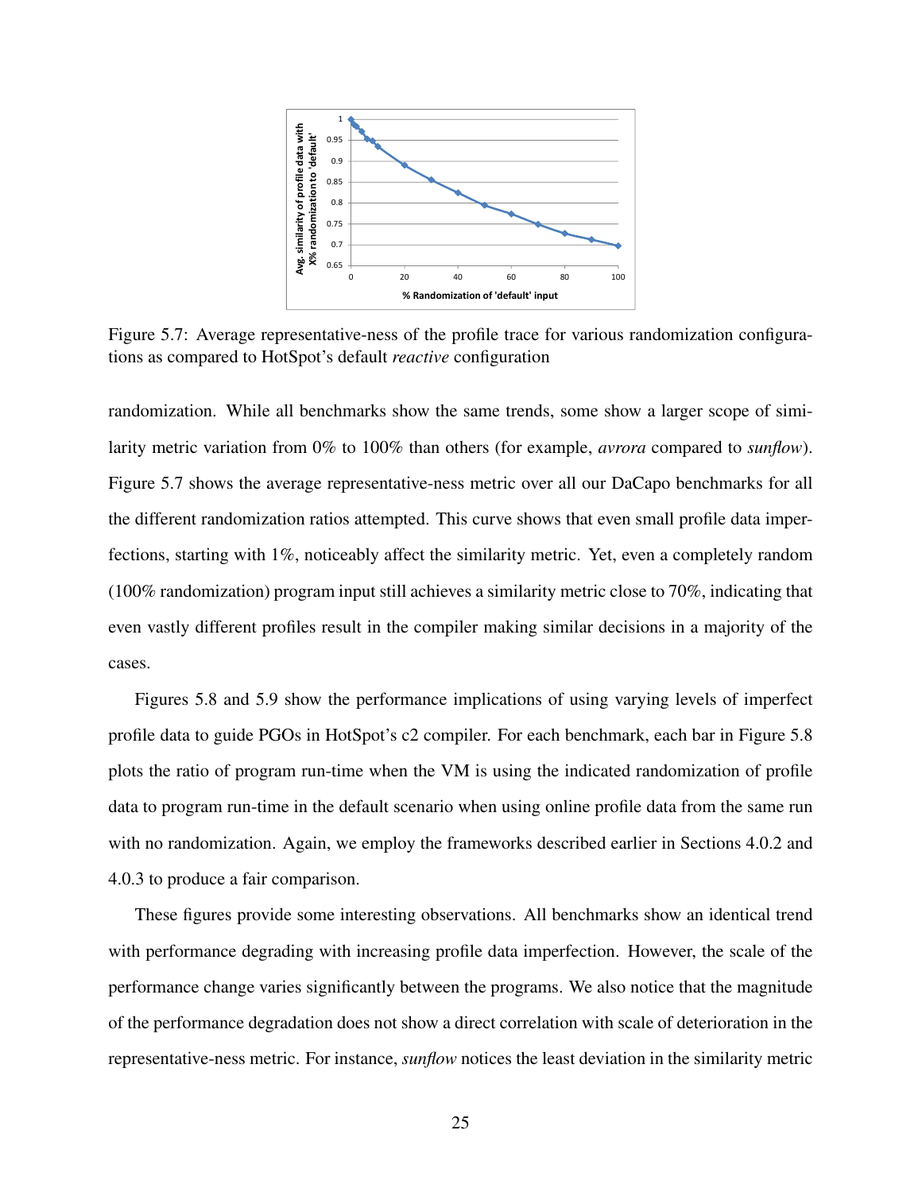Figure 5.7: Average representative-ness of the profile trace for various randomization configurations as compared to HotSpot's default *reactive* configuration

randomization. While all benchmarks show the same trends, some show a larger scope of similarity metric variation from 0% to 100% than others (for example, *avrora* compared to *sunflow*). Figure 5.7 shows the average representative-ness metric over all our DaCapo benchmarks for all the different randomization ratios attempted. This curve shows that even small profile data imperfections, starting with 1%, noticeably affect the similarity metric. Yet, even a completely random (100% randomization) program input still achieves a similarity metric close to 70%, indicating that even vastly different profiles result in the compiler making similar decisions in a majority of the cases.

Figures 5.8 and 5.9 show the performance implications of using varying levels of imperfect profile data to guide PGOs in HotSpot's c2 compiler. For each benchmark, each bar in Figure 5.8 plots the ratio of program run-time when the VM is using the indicated randomization of profile data to program run-time in the default scenario when using online profile data from the same run with no randomization. Again, we employ the frameworks described earlier in Sections 4.0.2 and 4.0.3 to produce a fair comparison.

These figures provide some interesting observations. All benchmarks show an identical trend with performance degrading with increasing profile data imperfection. However, the scale of the performance change varies significantly between the programs. We also notice that the magnitude of the performance degradation does not show a direct correlation with scale of deterioration in the representative-ness metric. For instance, *sunflow* notices the least deviation in the similarity metric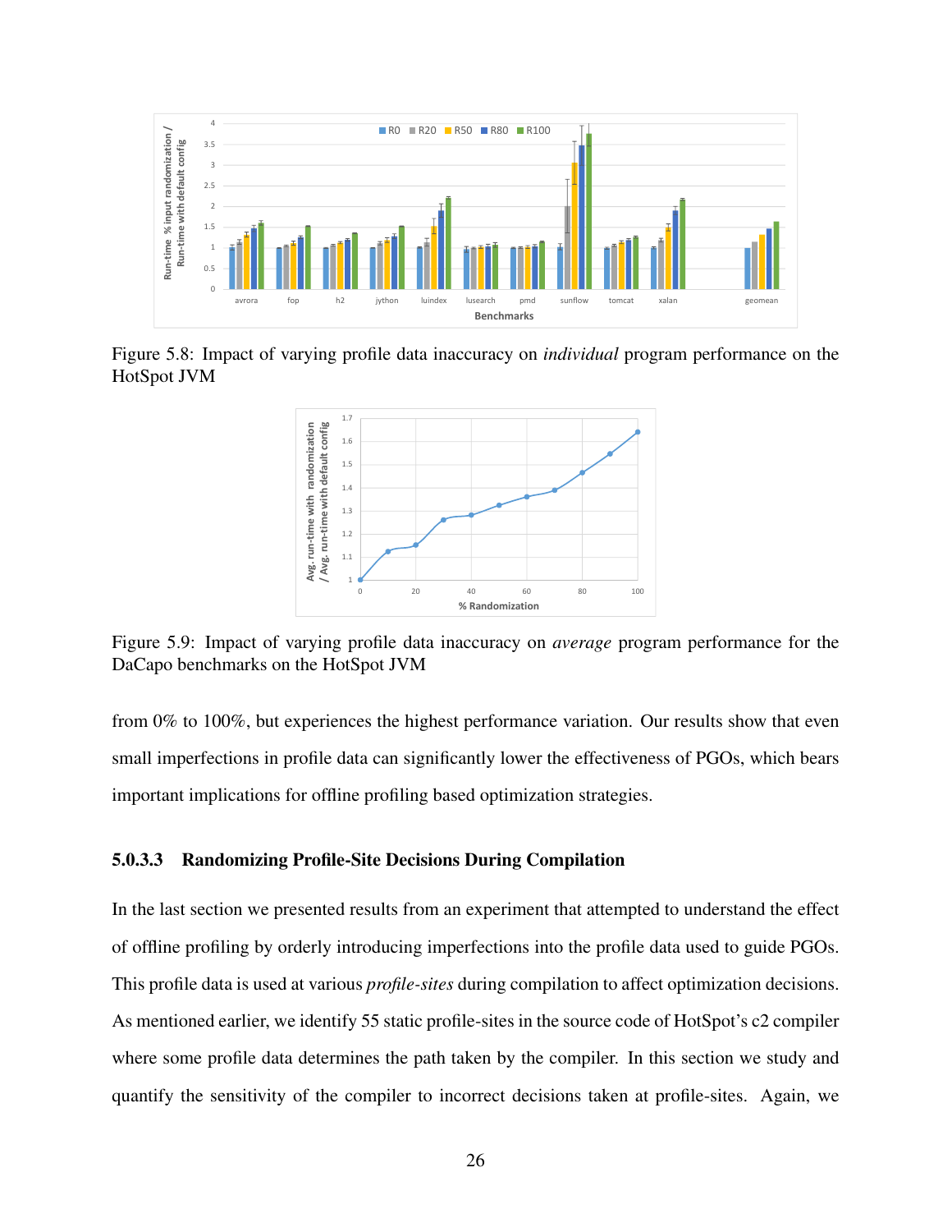Figure 5.8: Impact of varying profile data inaccuracy on *individual* program performance on the HotSpot JVM

Figure 5.9: Impact of varying profile data inaccuracy on *average* program performance for the DaCapo benchmarks on the HotSpot JVM

from 0% to 100%, but experiences the highest performance variation. Our results show that even small imperfections in profile data can significantly lower the effectiveness of PGOs, which bears important implications for offline profiling based optimization strategies.

#### 5.0.3.3 Randomizing Profile-Site Decisions During Compilation

In the last section we presented results from an experiment that attempted to understand the effect of offline profiling by orderly introducing imperfections into the profile data used to guide PGOs. This profile data is used at various *profile-sites* during compilation to affect optimization decisions. As mentioned earlier, we identify 55 static profile-sites in the source code of HotSpot's c2 compiler where some profile data determines the path taken by the compiler. In this section we study and quantify the sensitivity of the compiler to incorrect decisions taken at profile-sites. Again, we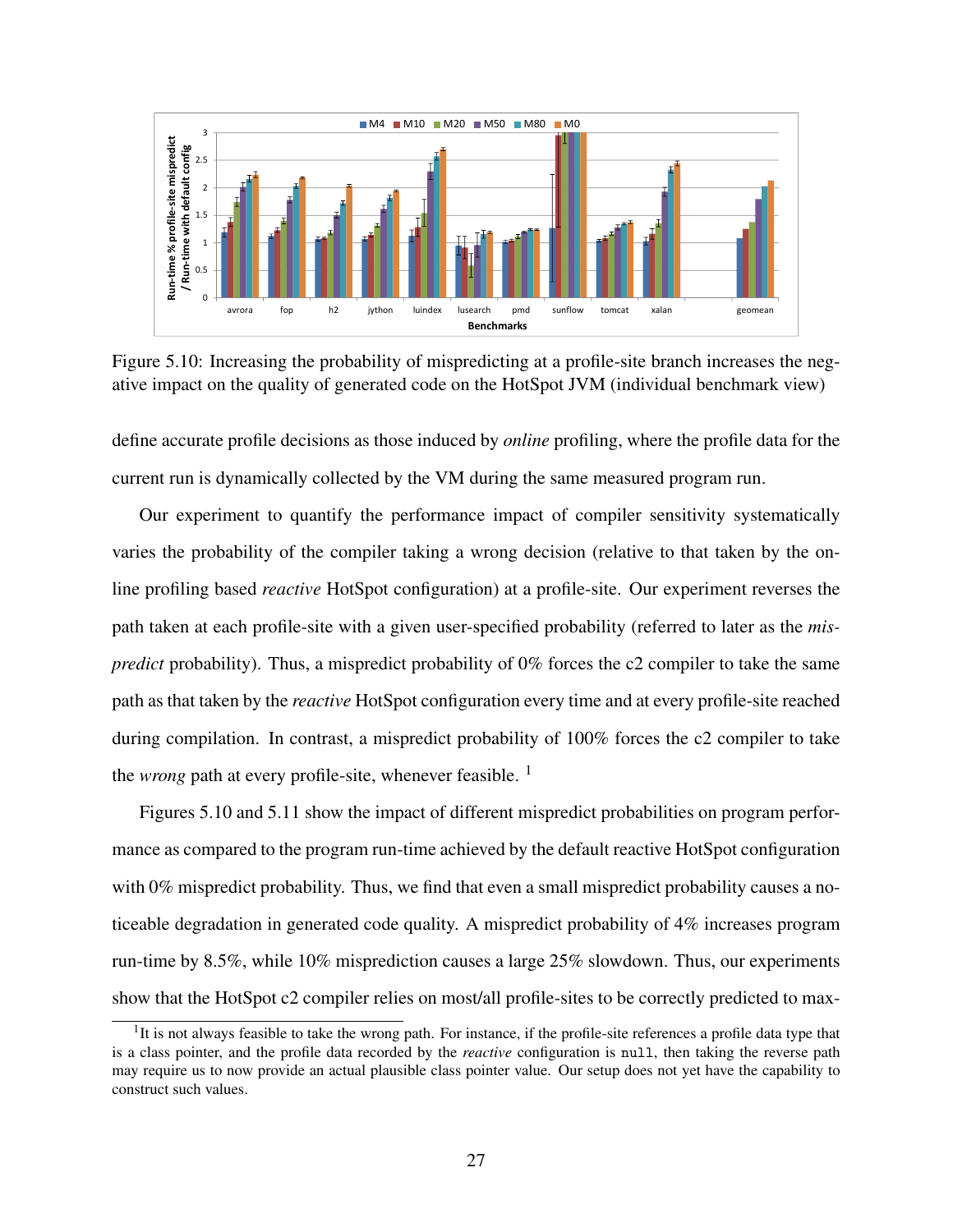Figure 5.10: Increasing the probability of mispredicting at a profile-site branch increases the negative impact on the quality of generated code on the HotSpot JVM (individual benchmark view)

define accurate profile decisions as those induced by *online* profiling, where the profile data for the current run is dynamically collected by the VM during the same measured program run.

Our experiment to quantify the performance impact of compiler sensitivity systematically varies the probability of the compiler taking a wrong decision (relative to that taken by the online profiling based *reactive* HotSpot configuration) at a profile-site. Our experiment reverses the path taken at each profile-site with a given user-specified probability (referred to later as the *mispredict* probability). Thus, a mispredict probability of 0% forces the c2 compiler to take the same path as that taken by the *reactive* HotSpot configuration every time and at every profile-site reached during compilation. In contrast, a mispredict probability of 100% forces the c2 compiler to take the *wrong* path at every profile-site, whenever feasible. [1]

Figures 5.10 and 5.11 show the impact of different mispredict probabilities on program performance as compared to the program run-time achieved by the default reactive HotSpot configuration with 0% mispredict probability. Thus, we find that even a small mispredict probability causes a noticeable degradation in generated code quality. A mispredict probability of 4% increases program run-time by 8.5%, while 10% misprediction causes a large 25% slowdown. Thus, our experiments show that the HotSpot c2 compiler relies on most/all profile-sites to be correctly predicted to max-

[1] It is not always feasible to take the wrong path. For instance, if the profile-site references a profile data type that is a class pointer, and the profile data recorded by the *reactive* configuration is `null`, then taking the reverse path may require us to now provide an actual plausible class pointer value. Our setup does not yet have the capability to construct such values.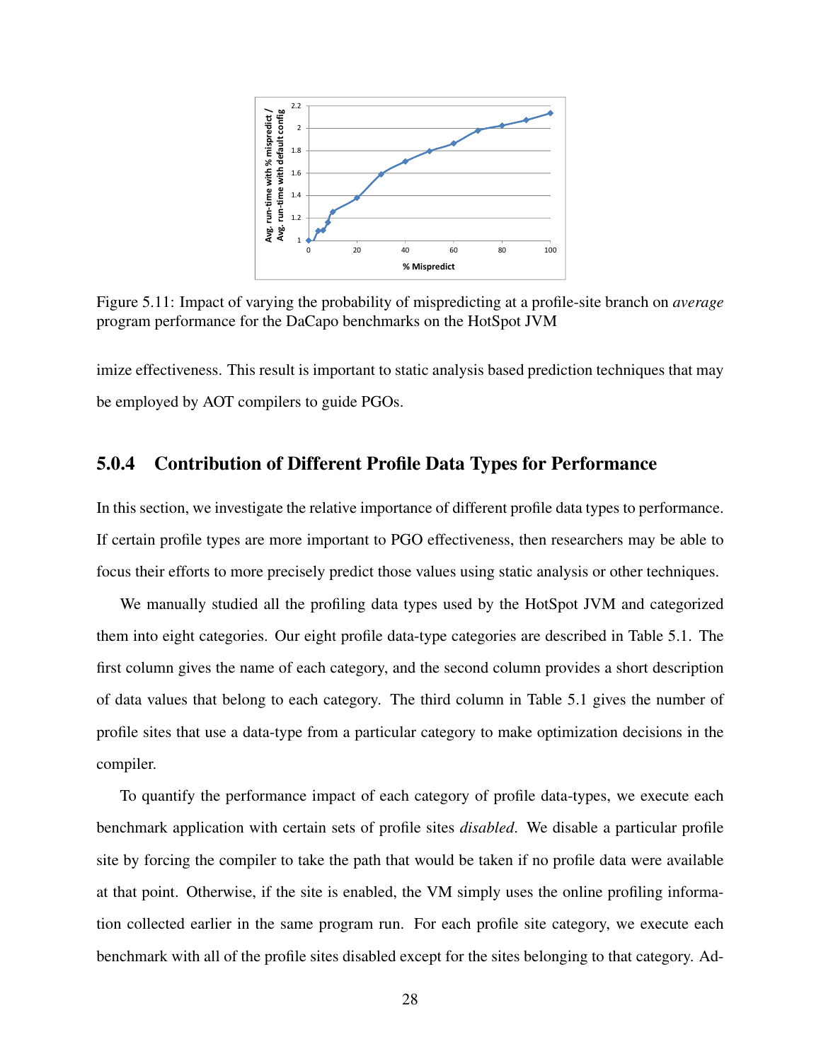Figure 5.11: Impact of varying the probability of mispredicting at a profile-site branch on *average* program performance for the DaCapo benchmarks on the HotSpot JVM

imize effectiveness. This result is important to static analysis based prediction techniques that may be employed by AOT compilers to guide PGOs.

### 5.0.4 Contribution of Different Profile Data Types for Performance

In this section, we investigate the relative importance of different profile data types to performance. If certain profile types are more important to PGO effectiveness, then researchers may be able to focus their efforts to more precisely predict those values using static analysis or other techniques.

We manually studied all the profiling data types used by the HotSpot JVM and categorized them into eight categories. Our eight profile data-type categories are described in Table 5.1. The first column gives the name of each category, and the second column provides a short description of data values that belong to each category. The third column in Table 5.1 gives the number of profile sites that use a data-type from a particular category to make optimization decisions in the compiler.

To quantify the performance impact of each category of profile data-types, we execute each benchmark application with certain sets of profile sites *disabled*. We disable a particular profile site by forcing the compiler to take the path that would be taken if no profile data were available at that point. Otherwise, if the site is enabled, the VM simply uses the online profiling information collected earlier in the same program run. For each profile site category, we execute each benchmark with all of the profile sites disabled except for the sites belonging to that category. Ad-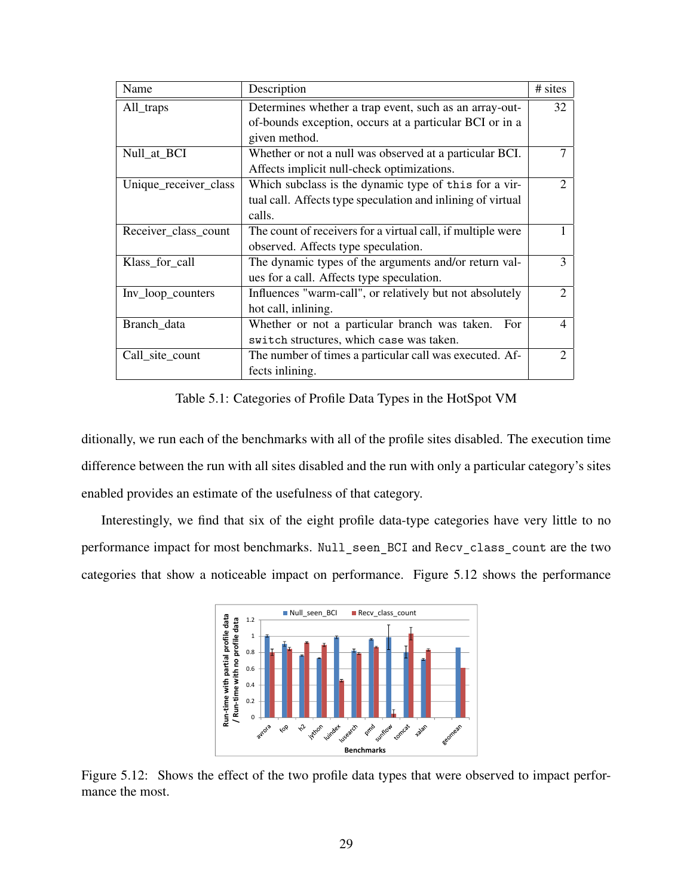| Name | Description | # sites |
|---|---|---|
| All_traps | Determines whether a trap event, such as an array-out-of-bounds exception, occurs at a particular BCI or in a given method. | 32 |
| Null_at_BCI | Whether or not a null was observed at a particular BCI. Affects implicit null-check optimizations. | 7 |
| Unique_receiver_class | Which subclass is the dynamic type of `this` for a virtual call. Affects type speculation and inlining of virtual calls. | 2 |
| Receiver_class_count | The count of receivers for a virtual call, if multiple were observed. Affects type speculation. | 1 |
| Klass_for_call | The dynamic types of the arguments and/or return values for a call. Affects type speculation. | 3 |
| Inv_loop_counters | Influences "warm-call", or relatively but not absolutely hot call, inlining. | 2 |
| Branch_data | Whether or not a particular branch was taken. For `switch` structures, which `case` was taken. | 4 |
| Call_site_count | The number of times a particular call was executed. Affects inlining. | 2 |

Table 5.1: Categories of Profile Data Types in the HotSpot VM

ditionally, we run each of the benchmarks with all of the profile sites disabled. The execution time difference between the run with all sites disabled and the run with only a particular category's sites enabled provides an estimate of the usefulness of that category.

Interestingly, we find that six of the eight profile data-type categories have very little to no performance impact for most benchmarks. `Null_seen_BCI` and `Recv_class_count` are the two categories that show a noticeable impact on performance. Figure 5.12 shows the performance

Figure 5.12: Shows the effect of the two profile data types that were observed to impact performance the most.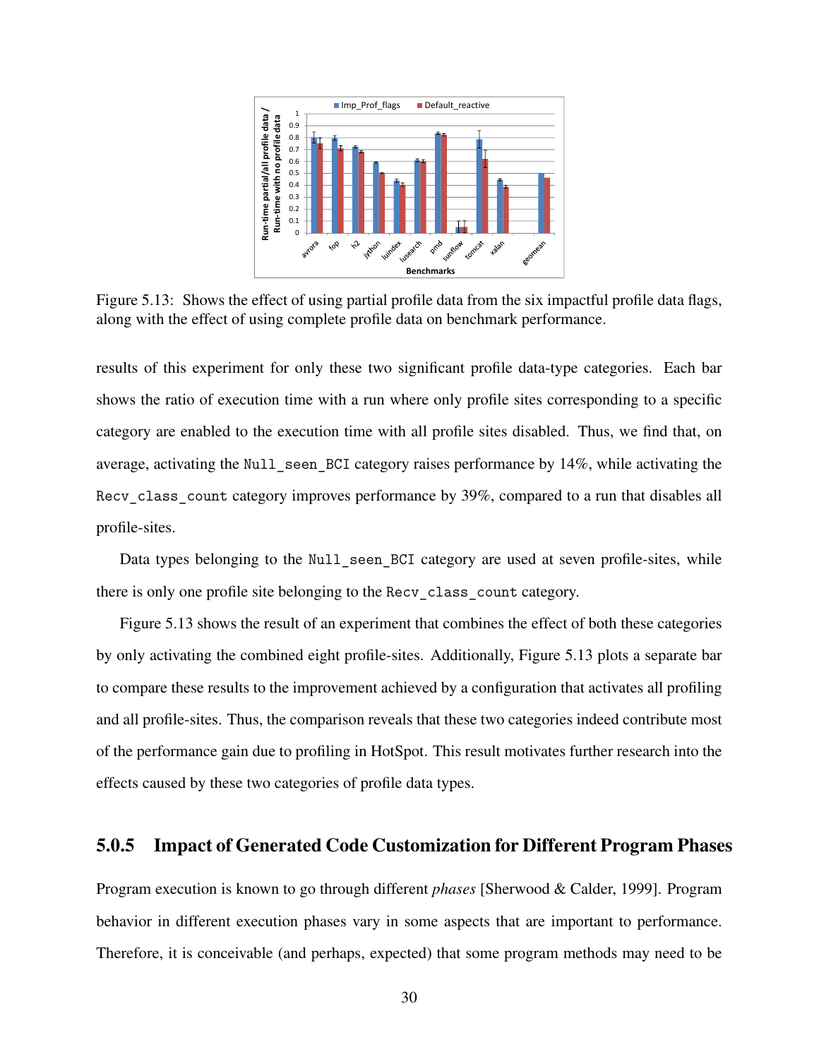Figure 5.13: Shows the effect of using partial profile data from the six impactful profile data flags, along with the effect of using complete profile data on benchmark performance.

results of this experiment for only these two significant profile data-type categories. Each bar shows the ratio of execution time with a run where only profile sites corresponding to a specific category are enabled to the execution time with all profile sites disabled. Thus, we find that, on average, activating the `Null_seen_BCI` category raises performance by 14%, while activating the `Recv_class_count` category improves performance by 39%, compared to a run that disables all profile-sites.

Data types belonging to the `Null_seen_BCI` category are used at seven profile-sites, while there is only one profile site belonging to the `Recv_class_count` category.

Figure 5.13 shows the result of an experiment that combines the effect of both these categories by only activating the combined eight profile-sites. Additionally, Figure 5.13 plots a separate bar to compare these results to the improvement achieved by a configuration that activates all profiling and all profile-sites. Thus, the comparison reveals that these two categories indeed contribute most of the performance gain due to profiling in HotSpot. This result motivates further research into the effects caused by these two categories of profile data types.

### 5.0.5 Impact of Generated Code Customization for Different Program Phases

Program execution is known to go through different *phases* [Sherwood & Calder, 1999]. Program behavior in different execution phases vary in some aspects that are important to performance. Therefore, it is conceivable (and perhaps, expected) that some program methods may need to be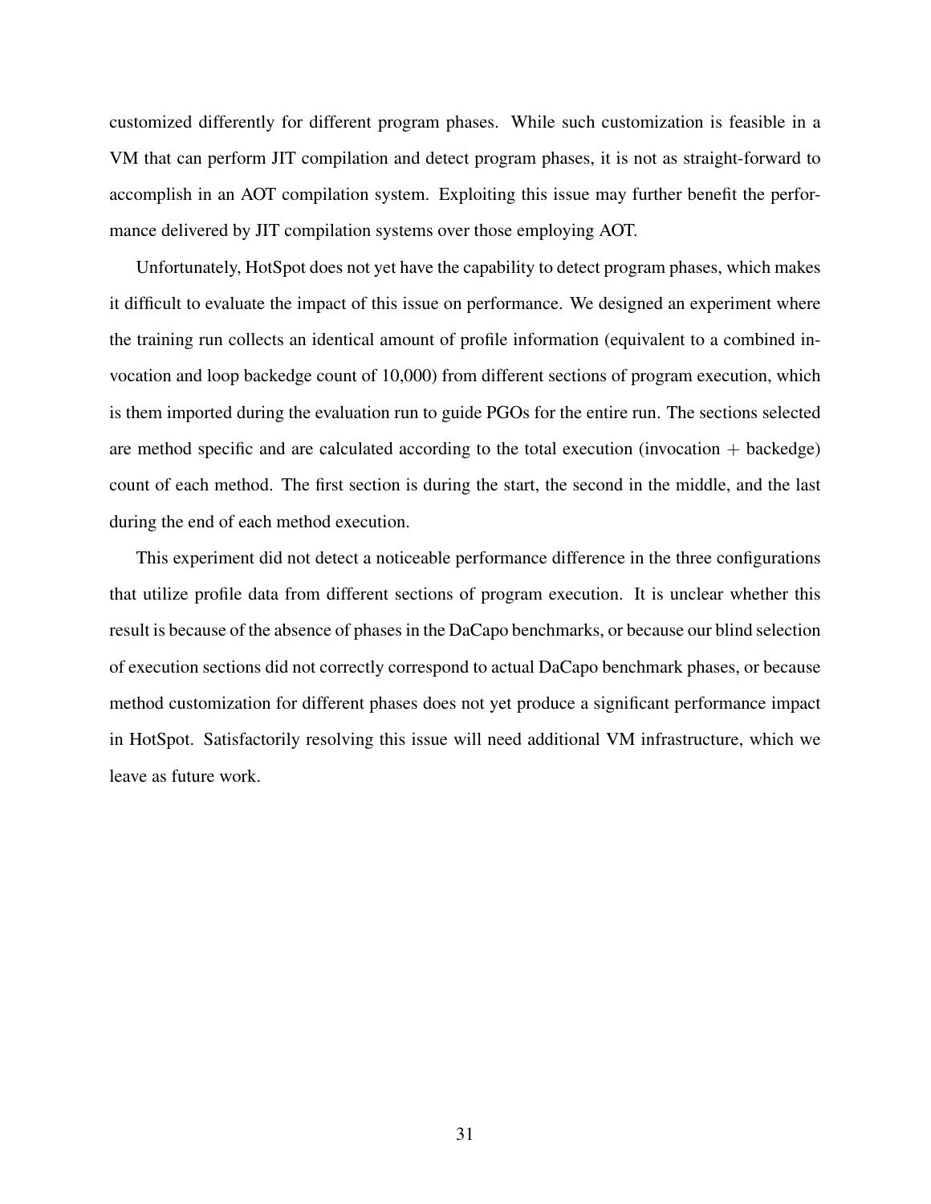customized differently for different program phases. While such customization is feasible in a VM that can perform JIT compilation and detect program phases, it is not as straight-forward to accomplish in an AOT compilation system. Exploiting this issue may further benefit the performance delivered by JIT compilation systems over those employing AOT.

Unfortunately, HotSpot does not yet have the capability to detect program phases, which makes it difficult to evaluate the impact of this issue on performance. We designed an experiment where the training run collects an identical amount of profile information (equivalent to a combined invocation and loop backedge count of 10,000) from different sections of program execution, which is them imported during the evaluation run to guide PGOs for the entire run. The sections selected are method specific and are calculated according to the total execution (invocation + backedge) count of each method. The first section is during the start, the second in the middle, and the last during the end of each method execution.

This experiment did not detect a noticeable performance difference in the three configurations that utilize profile data from different sections of program execution. It is unclear whether this result is because of the absence of phases in the DaCapo benchmarks, or because our blind selection of execution sections did not correctly correspond to actual DaCapo benchmark phases, or because method customization for different phases does not yet produce a significant performance impact in HotSpot. Satisfactorily resolving this issue will need additional VM infrastructure, which we leave as future work.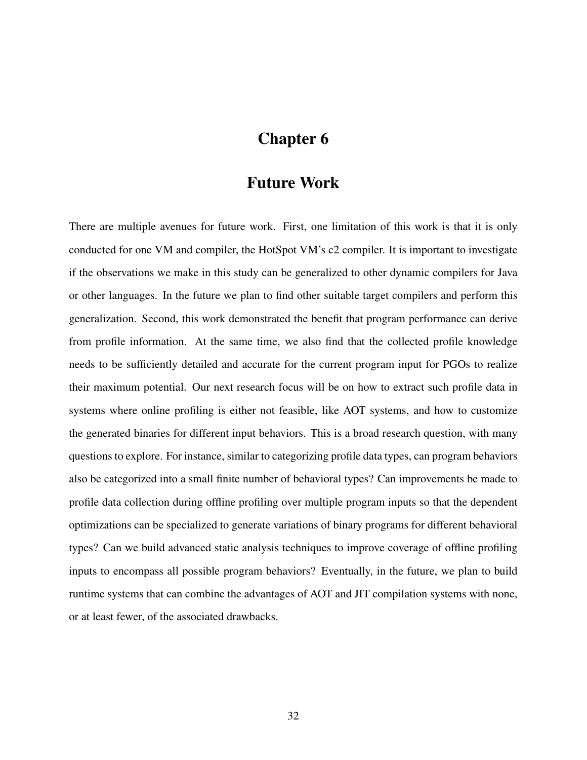# Chapter 6

# Future Work

There are multiple avenues for future work. First, one limitation of this work is that it is only conducted for one VM and compiler, the HotSpot VM's c2 compiler. It is important to investigate if the observations we make in this study can be generalized to other dynamic compilers for Java or other languages. In the future we plan to find other suitable target compilers and perform this generalization. Second, this work demonstrated the benefit that program performance can derive from profile information. At the same time, we also find that the collected profile knowledge needs to be sufficiently detailed and accurate for the current program input for PGOs to realize their maximum potential. Our next research focus will be on how to extract such profile data in systems where online profiling is either not feasible, like AOT systems, and how to customize the generated binaries for different input behaviors. This is a broad research question, with many questions to explore. For instance, similar to categorizing profile data types, can program behaviors also be categorized into a small finite number of behavioral types? Can improvements be made to profile data collection during offline profiling over multiple program inputs so that the dependent optimizations can be specialized to generate variations of binary programs for different behavioral types? Can we build advanced static analysis techniques to improve coverage of offline profiling inputs to encompass all possible program behaviors? Eventually, in the future, we plan to build runtime systems that can combine the advantages of AOT and JIT compilation systems with none, or at least fewer, of the associated drawbacks.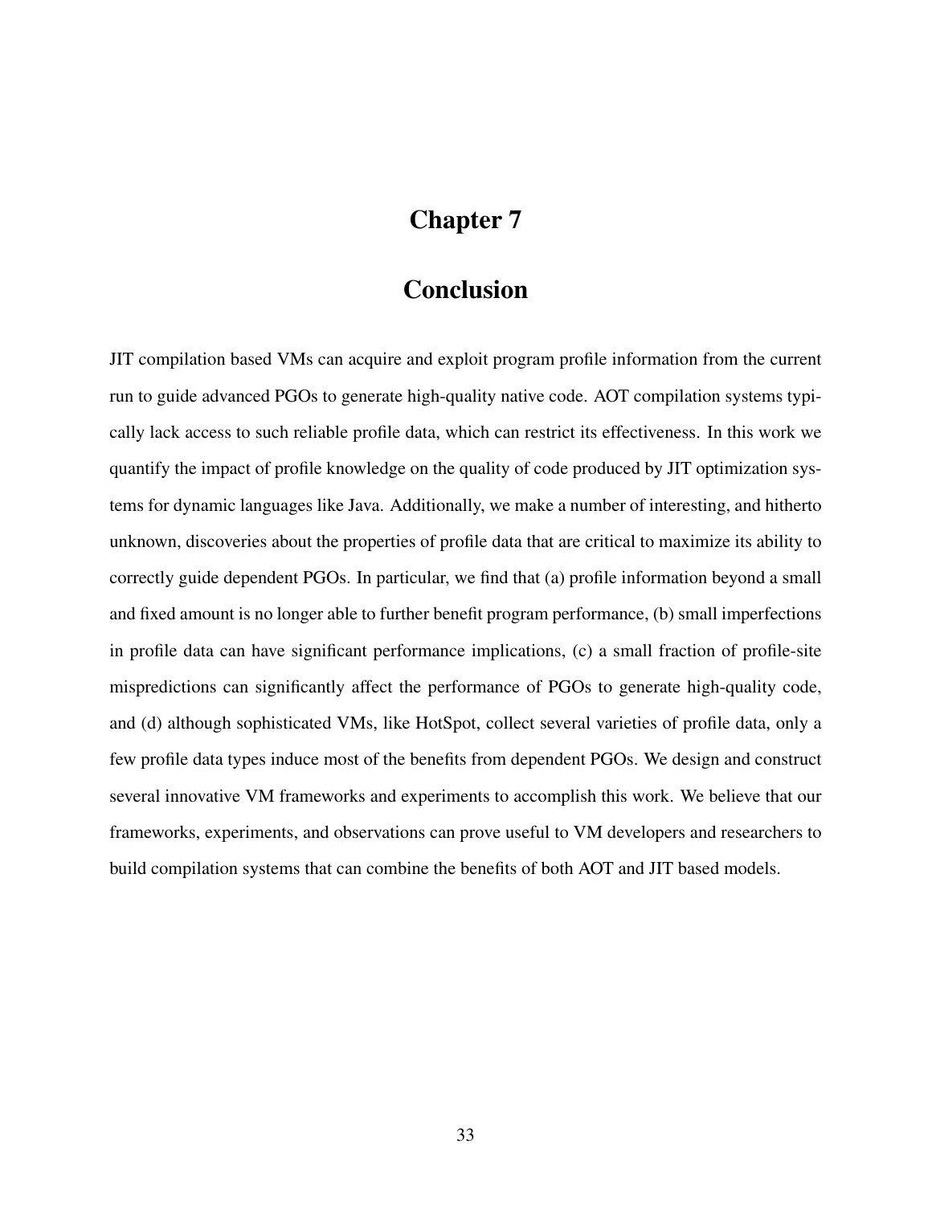# Chapter 7

# Conclusion

JIT compilation based VMs can acquire and exploit program profile information from the current run to guide advanced PGOs to generate high-quality native code. AOT compilation systems typically lack access to such reliable profile data, which can restrict its effectiveness. In this work we quantify the impact of profile knowledge on the quality of code produced by JIT optimization systems for dynamic languages like Java. Additionally, we make a number of interesting, and hitherto unknown, discoveries about the properties of profile data that are critical to maximize its ability to correctly guide dependent PGOs. In particular, we find that (a) profile information beyond a small and fixed amount is no longer able to further benefit program performance, (b) small imperfections in profile data can have significant performance implications, (c) a small fraction of profile-site mispredictions can significantly affect the performance of PGOs to generate high-quality code, and (d) although sophisticated VMs, like HotSpot, collect several varieties of profile data, only a few profile data types induce most of the benefits from dependent PGOs. We design and construct several innovative VM frameworks and experiments to accomplish this work. We believe that our frameworks, experiments, and observations can prove useful to VM developers and researchers to build compilation systems that can combine the benefits of both AOT and JIT based models.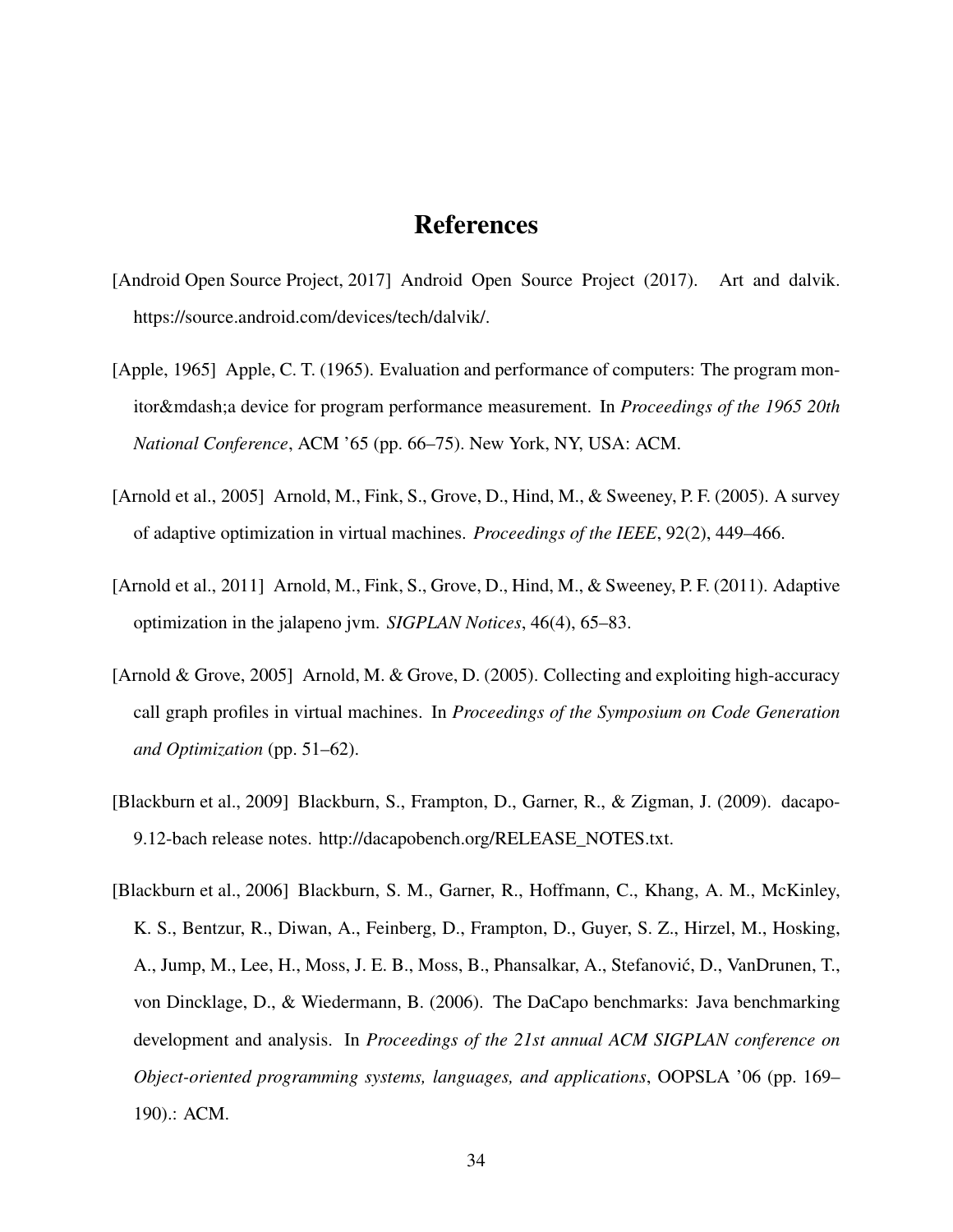# References

[Android Open Source Project, 2017] Android Open Source Project (2017). Art and dalvik. https://source.android.com/devices/tech/dalvik/.

[Apple, 1965] Apple, C. T. (1965). Evaluation and performance of computers: The program monitor&mdash;a device for program performance measurement. In *Proceedings of the 1965 20th National Conference*, ACM '65 (pp. 66–75). New York, NY, USA: ACM.

[Arnold et al., 2005] Arnold, M., Fink, S., Grove, D., Hind, M., & Sweeney, P. F. (2005). A survey of adaptive optimization in virtual machines. *Proceedings of the IEEE*, 92(2), 449–466.

[Arnold et al., 2011] Arnold, M., Fink, S., Grove, D., Hind, M., & Sweeney, P. F. (2011). Adaptive optimization in the jalapeno jvm. *SIGPLAN Notices*, 46(4), 65–83.

[Arnold & Grove, 2005] Arnold, M. & Grove, D. (2005). Collecting and exploiting high-accuracy call graph profiles in virtual machines. In *Proceedings of the Symposium on Code Generation and Optimization* (pp. 51–62).

[Blackburn et al., 2009] Blackburn, S., Frampton, D., Garner, R., & Zigman, J. (2009). dacapo-9.12-bach release notes. http://dacapobench.org/RELEASE_NOTES.txt.

[Blackburn et al., 2006] Blackburn, S. M., Garner, R., Hoffmann, C., Khang, A. M., McKinley, K. S., Bentzur, R., Diwan, A., Feinberg, D., Frampton, D., Guyer, S. Z., Hirzel, M., Hosking, A., Jump, M., Lee, H., Moss, J. E. B., Moss, B., Phansalkar, A., Stefanović, D., VanDrunen, T., von Dincklage, D., & Wiedermann, B. (2006). The DaCapo benchmarks: Java benchmarking development and analysis. In *Proceedings of the 21st annual ACM SIGPLAN conference on Object-oriented programming systems, languages, and applications*, OOPSLA '06 (pp. 169–190).: ACM.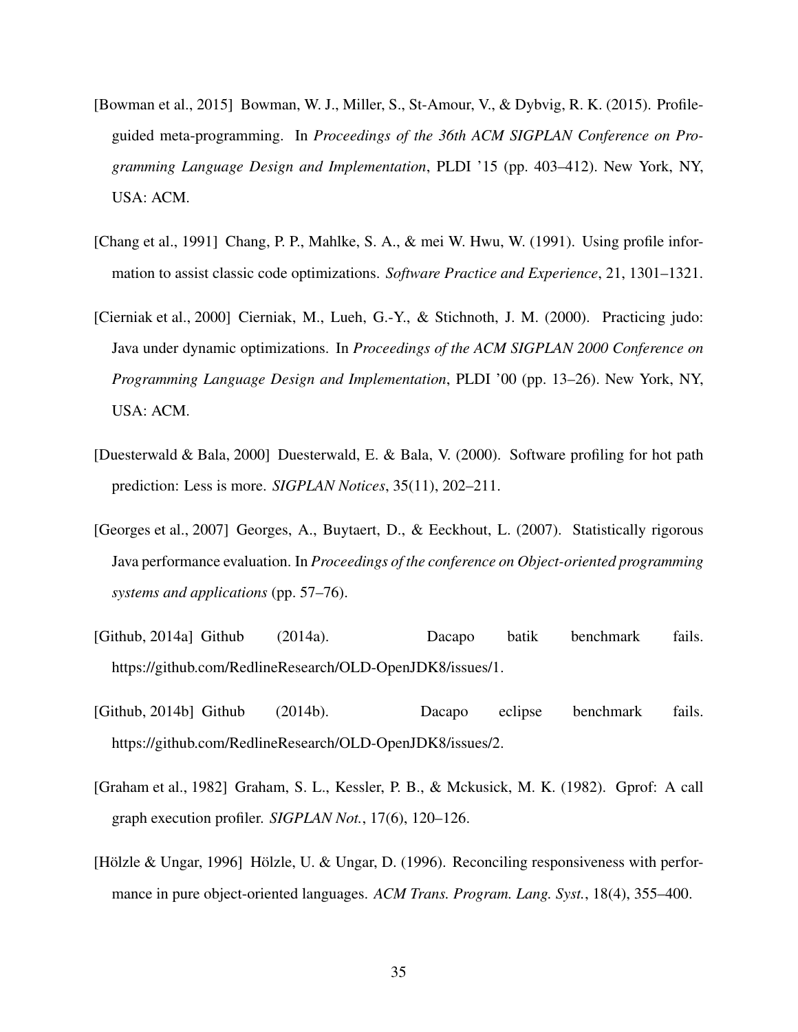[Bowman et al., 2015] Bowman, W. J., Miller, S., St-Amour, V., & Dybvig, R. K. (2015). Profile-guided meta-programming. In *Proceedings of the 36th ACM SIGPLAN Conference on Programming Language Design and Implementation*, PLDI '15 (pp. 403–412). New York, NY, USA: ACM.

[Chang et al., 1991] Chang, P. P., Mahlke, S. A., & mei W. Hwu, W. (1991). Using profile information to assist classic code optimizations. *Software Practice and Experience*, 21, 1301–1321.

[Cierniak et al., 2000] Cierniak, M., Lueh, G.-Y., & Stichnoth, J. M. (2000). Practicing judo: Java under dynamic optimizations. In *Proceedings of the ACM SIGPLAN 2000 Conference on Programming Language Design and Implementation*, PLDI '00 (pp. 13–26). New York, NY, USA: ACM.

[Duesterwald & Bala, 2000] Duesterwald, E. & Bala, V. (2000). Software profiling for hot path prediction: Less is more. *SIGPLAN Notices*, 35(11), 202–211.

[Georges et al., 2007] Georges, A., Buytaert, D., & Eeckhout, L. (2007). Statistically rigorous Java performance evaluation. In *Proceedings of the conference on Object-oriented programming systems and applications* (pp. 57–76).

[Github, 2014a] Github (2014a). Dacapo batik benchmark fails. https://github.com/RedlineResearch/OLD-OpenJDK8/issues/1.

[Github, 2014b] Github (2014b). Dacapo eclipse benchmark fails. https://github.com/RedlineResearch/OLD-OpenJDK8/issues/2.

[Graham et al., 1982] Graham, S. L., Kessler, P. B., & Mckusick, M. K. (1982). Gprof: A call graph execution profiler. *SIGPLAN Not.*, 17(6), 120–126.

[Hölzle & Ungar, 1996] Hölzle, U. & Ungar, D. (1996). Reconciling responsiveness with performance in pure object-oriented languages. *ACM Trans. Program. Lang. Syst.*, 18(4), 355–400.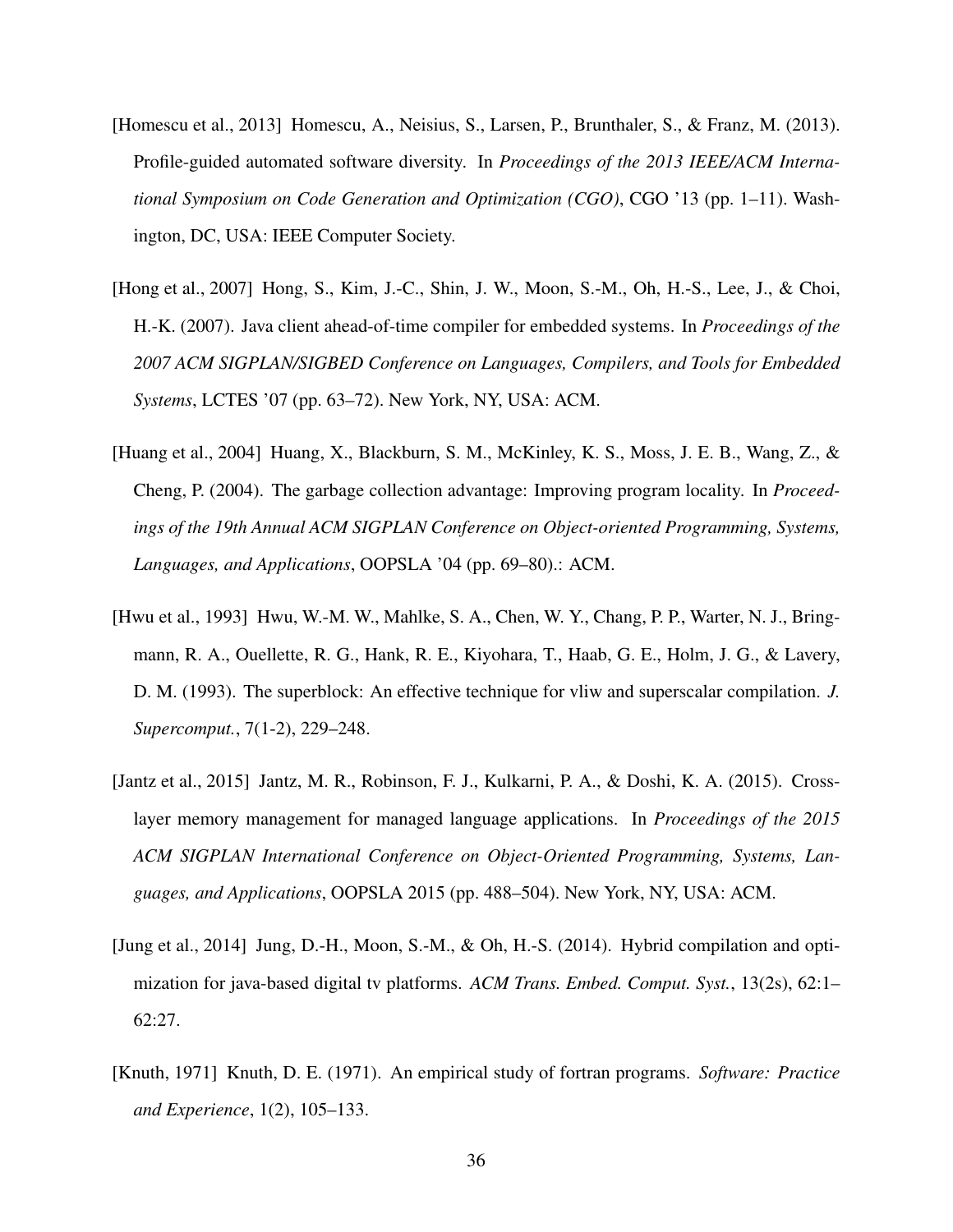[Homescu et al., 2013] Homescu, A., Neisius, S., Larsen, P., Brunthaler, S., & Franz, M. (2013). Profile-guided automated software diversity. In *Proceedings of the 2013 IEEE/ACM International Symposium on Code Generation and Optimization (CGO)*, CGO '13 (pp. 1–11). Washington, DC, USA: IEEE Computer Society.

[Hong et al., 2007] Hong, S., Kim, J.-C., Shin, J. W., Moon, S.-M., Oh, H.-S., Lee, J., & Choi, H.-K. (2007). Java client ahead-of-time compiler for embedded systems. In *Proceedings of the 2007 ACM SIGPLAN/SIGBED Conference on Languages, Compilers, and Tools for Embedded Systems*, LCTES '07 (pp. 63–72). New York, NY, USA: ACM.

[Huang et al., 2004] Huang, X., Blackburn, S. M., McKinley, K. S., Moss, J. E. B., Wang, Z., & Cheng, P. (2004). The garbage collection advantage: Improving program locality. In *Proceedings of the 19th Annual ACM SIGPLAN Conference on Object-oriented Programming, Systems, Languages, and Applications*, OOPSLA '04 (pp. 69–80).: ACM.

[Hwu et al., 1993] Hwu, W.-M. W., Mahlke, S. A., Chen, W. Y., Chang, P. P., Warter, N. J., Bringmann, R. A., Ouellette, R. G., Hank, R. E., Kiyohara, T., Haab, G. E., Holm, J. G., & Lavery, D. M. (1993). The superblock: An effective technique for vliw and superscalar compilation. *J. Supercomput.*, 7(1-2), 229–248.

[Jantz et al., 2015] Jantz, M. R., Robinson, F. J., Kulkarni, P. A., & Doshi, K. A. (2015). Cross-layer memory management for managed language applications. In *Proceedings of the 2015 ACM SIGPLAN International Conference on Object-Oriented Programming, Systems, Languages, and Applications*, OOPSLA 2015 (pp. 488–504). New York, NY, USA: ACM.

[Jung et al., 2014] Jung, D.-H., Moon, S.-M., & Oh, H.-S. (2014). Hybrid compilation and optimization for java-based digital tv platforms. *ACM Trans. Embed. Comput. Syst.*, 13(2s), 62:1–62:27.

[Knuth, 1971] Knuth, D. E. (1971). An empirical study of fortran programs. *Software: Practice and Experience*, 1(2), 105–133.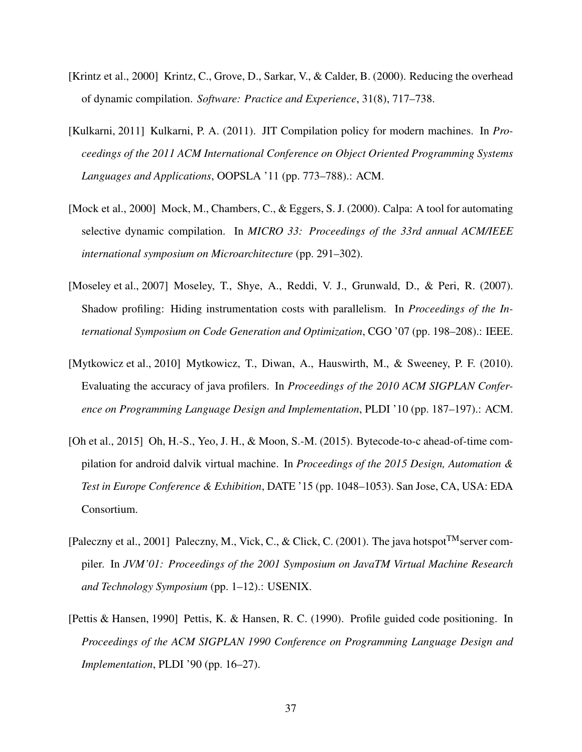[Krintz et al., 2000] Krintz, C., Grove, D., Sarkar, V., & Calder, B. (2000). Reducing the overhead of dynamic compilation. *Software: Practice and Experience*, 31(8), 717–738.

[Kulkarni, 2011] Kulkarni, P. A. (2011). JIT Compilation policy for modern machines. In *Proceedings of the 2011 ACM International Conference on Object Oriented Programming Systems Languages and Applications*, OOPSLA '11 (pp. 773–788).: ACM.

[Mock et al., 2000] Mock, M., Chambers, C., & Eggers, S. J. (2000). Calpa: A tool for automating selective dynamic compilation. In *MICRO 33: Proceedings of the 33rd annual ACM/IEEE international symposium on Microarchitecture* (pp. 291–302).

[Moseley et al., 2007] Moseley, T., Shye, A., Reddi, V. J., Grunwald, D., & Peri, R. (2007). Shadow profiling: Hiding instrumentation costs with parallelism. In *Proceedings of the International Symposium on Code Generation and Optimization*, CGO '07 (pp. 198–208).: IEEE.

[Mytkowicz et al., 2010] Mytkowicz, T., Diwan, A., Hauswirth, M., & Sweeney, P. F. (2010). Evaluating the accuracy of java profilers. In *Proceedings of the 2010 ACM SIGPLAN Conference on Programming Language Design and Implementation*, PLDI '10 (pp. 187–197).: ACM.

[Oh et al., 2015] Oh, H.-S., Yeo, J. H., & Moon, S.-M. (2015). Bytecode-to-c ahead-of-time compilation for android dalvik virtual machine. In *Proceedings of the 2015 Design, Automation & Test in Europe Conference & Exhibition*, DATE '15 (pp. 1048–1053). San Jose, CA, USA: EDA Consortium.

[Paleczny et al., 2001] Paleczny, M., Vick, C., & Click, C. (2001). The java hotspot™ server compiler. In *JVM'01: Proceedings of the 2001 Symposium on JavaTM Virtual Machine Research and Technology Symposium* (pp. 1–12).: USENIX.

[Pettis & Hansen, 1990] Pettis, K. & Hansen, R. C. (1990). Profile guided code positioning. In *Proceedings of the ACM SIGPLAN 1990 Conference on Programming Language Design and Implementation*, PLDI '90 (pp. 16–27).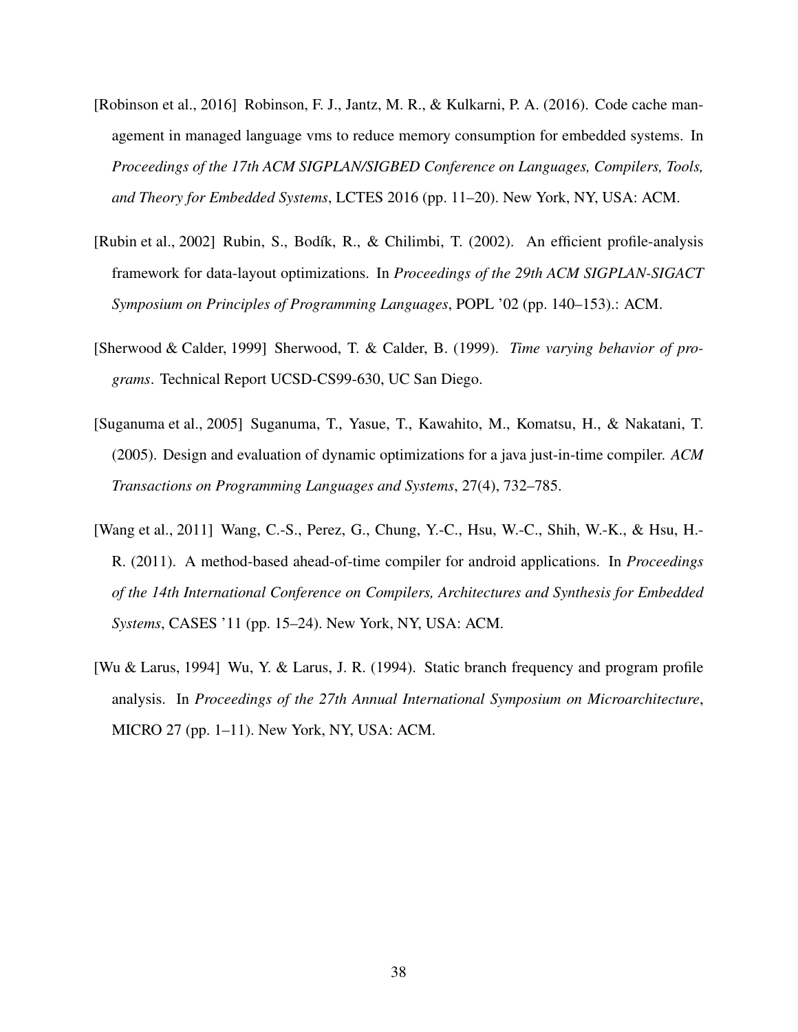[Robinson et al., 2016] Robinson, F. J., Jantz, M. R., & Kulkarni, P. A. (2016). Code cache management in managed language vms to reduce memory consumption for embedded systems. In *Proceedings of the 17th ACM SIGPLAN/SIGBED Conference on Languages, Compilers, Tools, and Theory for Embedded Systems*, LCTES 2016 (pp. 11–20). New York, NY, USA: ACM.

[Rubin et al., 2002] Rubin, S., Bodík, R., & Chilimbi, T. (2002). An efficient profile-analysis framework for data-layout optimizations. In *Proceedings of the 29th ACM SIGPLAN-SIGACT Symposium on Principles of Programming Languages*, POPL '02 (pp. 140–153).: ACM.

[Sherwood & Calder, 1999] Sherwood, T. & Calder, B. (1999). *Time varying behavior of programs*. Technical Report UCSD-CS99-630, UC San Diego.

[Suganuma et al., 2005] Suganuma, T., Yasue, T., Kawahito, M., Komatsu, H., & Nakatani, T. (2005). Design and evaluation of dynamic optimizations for a java just-in-time compiler. *ACM Transactions on Programming Languages and Systems*, 27(4), 732–785.

[Wang et al., 2011] Wang, C.-S., Perez, G., Chung, Y.-C., Hsu, W.-C., Shih, W.-K., & Hsu, H.-R. (2011). A method-based ahead-of-time compiler for android applications. In *Proceedings of the 14th International Conference on Compilers, Architectures and Synthesis for Embedded Systems*, CASES '11 (pp. 15–24). New York, NY, USA: ACM.

[Wu & Larus, 1994] Wu, Y. & Larus, J. R. (1994). Static branch frequency and program profile analysis. In *Proceedings of the 27th Annual International Symposium on Microarchitecture*, MICRO 27 (pp. 1–11). New York, NY, USA: ACM.